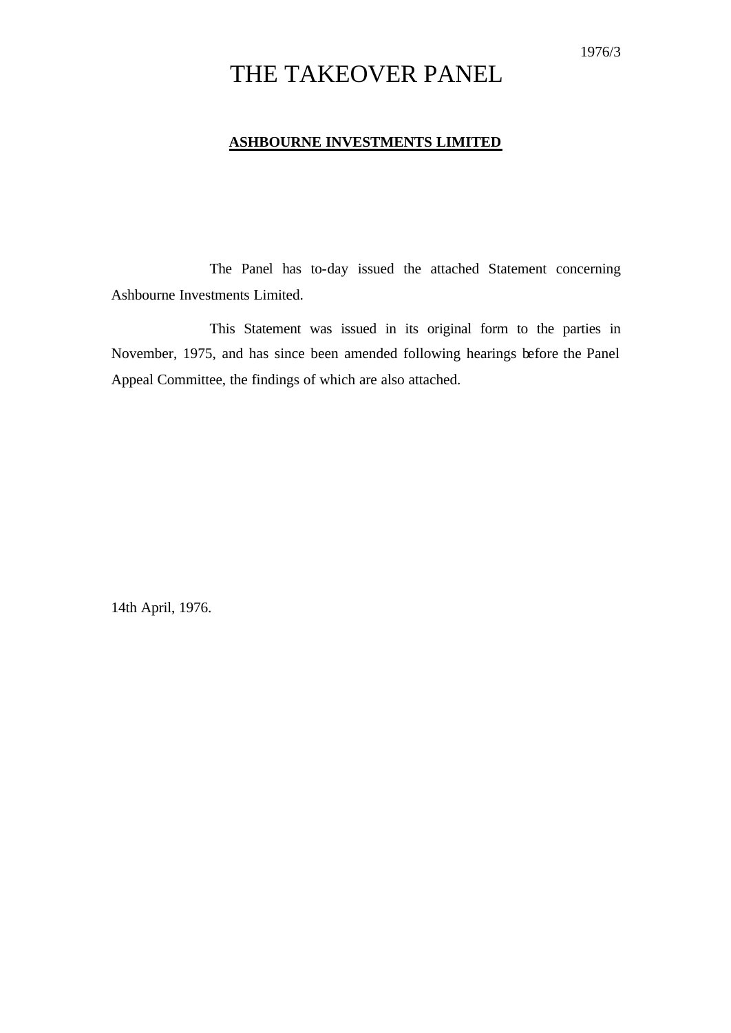1976/3

# THE TAKEOVER PANEL

**ASHBOURNE INVESTMENTS LIMITED**

The Panel has to-day issued the attached Statement concerning Ashbourne Investments Limited.

This Statement was issued in its original form to the parties in November, 1975, and has since been amended following hearings before the Panel Appeal Committee, the findings of which are also attached.

14th April, 1976.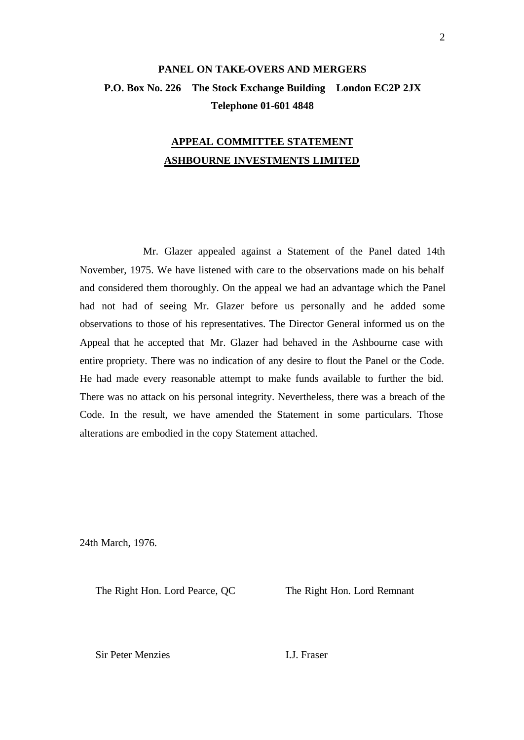**PANEL ON TAKE-OVERS AND MERGERS**

**P.O. Box No. 226 The Stock Exchange Building London EC2P 2JX**

**Telephone 01-601 4848**

# <u>APPEAL COMMITTEE STATEMENT</u>

# <u>ASHBOURNE INVESTMENTS LIMITED</u>

Mr. Glazer appealed against a Statement of the Panel dated 14th November, 1975. We have listened with care to the observations made on his behalf and considered them thoroughly. On the appeal we had an advantage which the Panel had not had of seeing Mr. Glazer before us personally and he added some observations to those of his representatives. The Director General informed us on the Appeal that he accepted that Mr. Glazer had behaved in the Ashbourne case with entire propriety. There was no indication of any desire to flout the Panel or the Code. He had made every reasonable attempt to make funds available to further the bid. There was no attack on his personal integrity. Nevertheless, there was a breach of the Code. In the result, we have amended the Statement in some particulars. Those alterations are embodied in the copy Statement attached.

24th March, 1976.

The Right Hon. Lord Pearce, QC

The Right Hon. Lord Remnant

Sir Peter Menzies

I.J. Fraser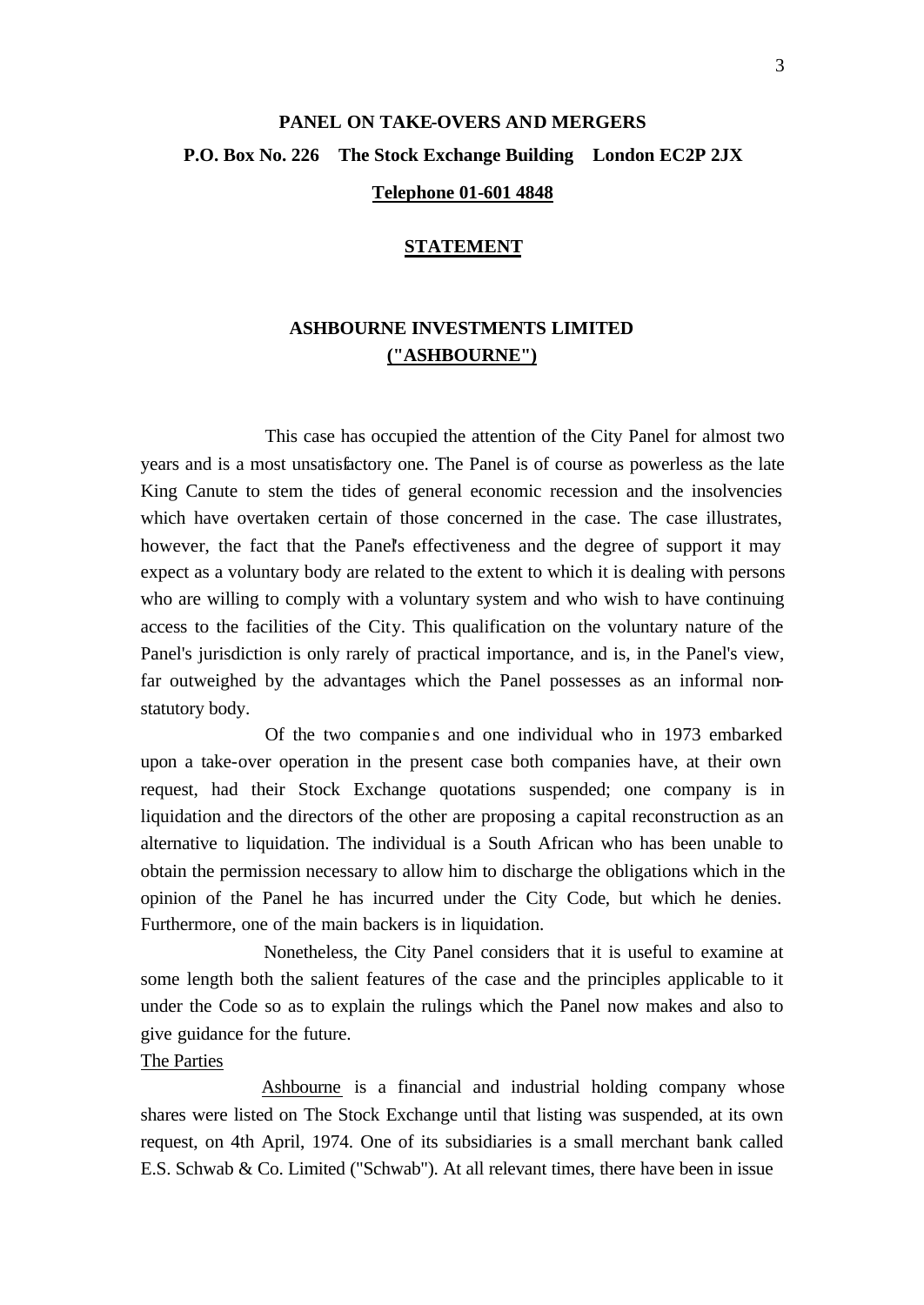**PANEL ON TAKE-OVERS AND MERGERS**

**P.O. Box No. 226 The Stock Exchange Building London EC2P 2JX**

**Telephone 01-601 4848**

**STATEMENT**

**ASHBOURNE INVESTMENTS LIMITED ("ASHBOURNE")**

This case has occupied the attention of the City Panel for almost two years and is a most unsatisfactory one. The Panel is of course as powerless as the late King Canute to stem the tides of general economic recession and the insolvencies which have overtaken certain of those concerned in the case. The case illustrates, however, the fact that the Panel's effectiveness and the degree of support it may expect as a voluntary body are related to the extent to which it is dealing with persons who are willing to comply with a voluntary system and who wish to have continuing access to the facilities of the City. This qualification on the voluntary nature of the Panel's jurisdiction is only rarely of practical importance, and is, in the Panel's view, far outweighed by the advantages which the Panel possesses as an informal non-statutory body.

Of the two companies and one individual who in 1973 embarked upon a take-over operation in the present case both companies have, at their own request, had their Stock Exchange quotations suspended; one company is in liquidation and the directors of the other are proposing a capital reconstruction as an alternative to liquidation. The individual is a South African who has been unable to obtain the permission necessary to allow him to discharge the obligations which in the opinion of the Panel he has incurred under the City Code, but which he denies. Furthermore, one of the main backers is in liquidation.

Nonetheless, the City Panel considers that it is useful to examine at some length both the salient features of the case and the principles applicable to it under the Code so as to explain the rulings which the Panel now makes and also to give guidance for the future.

The Parties

Ashbourne is a financial and industrial holding company whose shares were listed on The Stock Exchange until that listing was suspended, at its own request, on 4th April, 1974. One of its subsidiaries is a small merchant bank called E.S. Schwab & Co. Limited ("Schwab"). At all relevant times, there have been in issue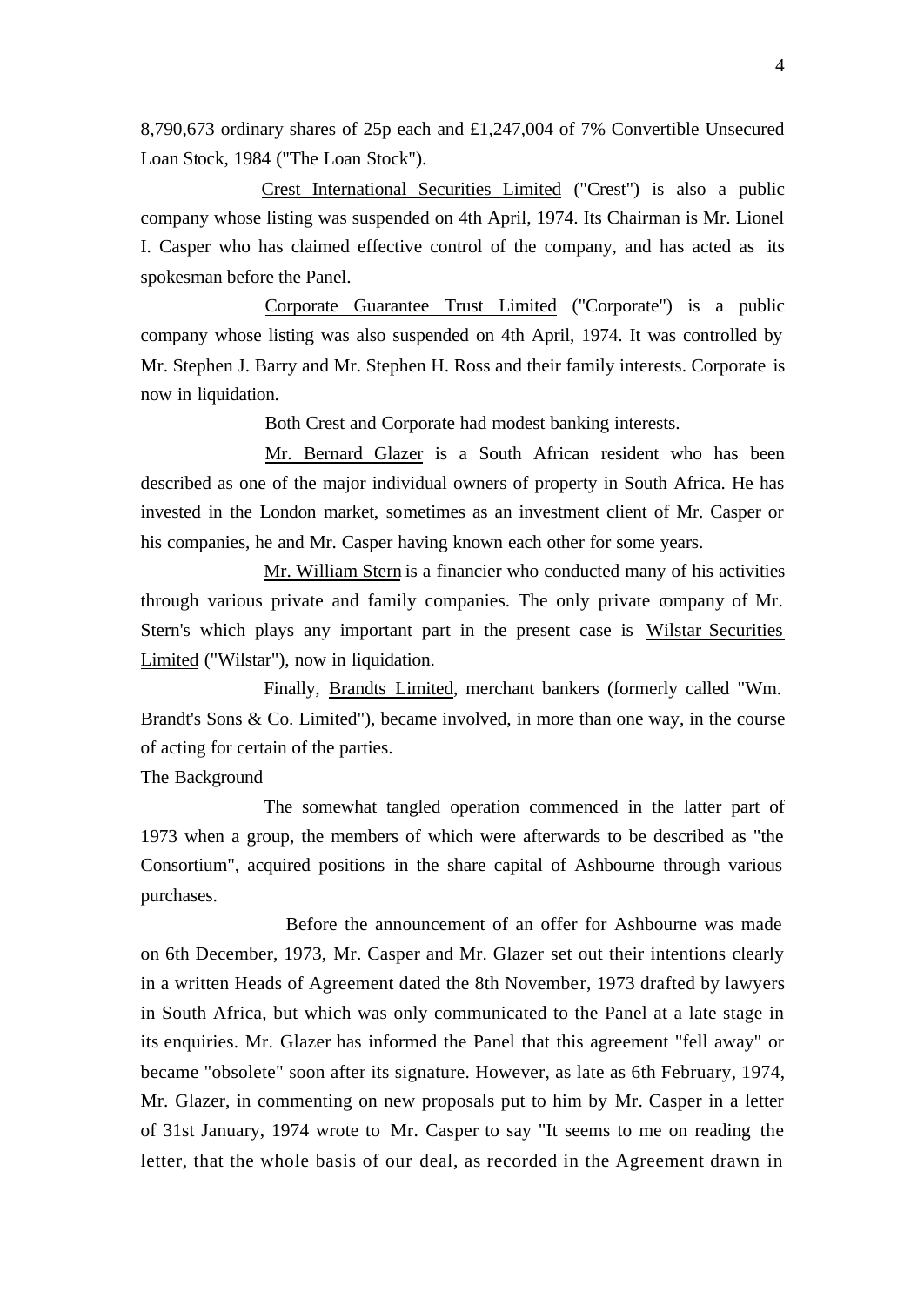8,790,673 ordinary shares of 25p each and £1,247,004 of 7% Convertible Unsecured Loan Stock, 1984 ("The Loan Stock").

Crest International Securities Limited ("Crest") is also a public company whose listing was suspended on 4th April, 1974. Its Chairman is Mr. Lionel I. Casper who has claimed effective control of the company, and has acted as its spokesman before the Panel.

Corporate Guarantee Trust Limited ("Corporate") is a public company whose listing was also suspended on 4th April, 1974. It was controlled by Mr. Stephen J. Barry and Mr. Stephen H. Ross and their family interests. Corporate is now in liquidation.

Both Crest and Corporate had modest banking interests.

Mr. Bernard Glazer is a South African resident who has been described as one of the major individual owners of property in South Africa. He has invested in the London market, sometimes as an investment client of Mr. Casper or his companies, he and Mr. Casper having known each other for some years.

Mr. William Stern is a financier who conducted many of his activities through various private and family companies. The only private company of Mr. Stern's which plays any important part in the present case is Wilstar Securities Limited ("Wilstar"), now in liquidation.

Finally, Brandts Limited, merchant bankers (formerly called "Wm. Brandt's Sons & Co. Limited"), became involved, in more than one way, in the course of acting for certain of the parties.

## The Background

The somewhat tangled operation commenced in the latter part of 1973 when a group, the members of which were afterwards to be described as "the Consortium", acquired positions in the share capital of Ashbourne through various purchases.

Before the announcement of an offer for Ashbourne was made on 6th December, 1973, Mr. Casper and Mr. Glazer set out their intentions clearly in a written Heads of Agreement dated the 8th November, 1973 drafted by lawyers in South Africa, but which was only communicated to the Panel at a late stage in its enquiries. Mr. Glazer has informed the Panel that this agreement "fell away" or became "obsolete" soon after its signature. However, as late as 6th February, 1974, Mr. Glazer, in commenting on new proposals put to him by Mr. Casper in a letter of 31st January, 1974 wrote to Mr. Casper to say "It seems to me on reading the letter, that the whole basis of our deal, as recorded in the Agreement drawn in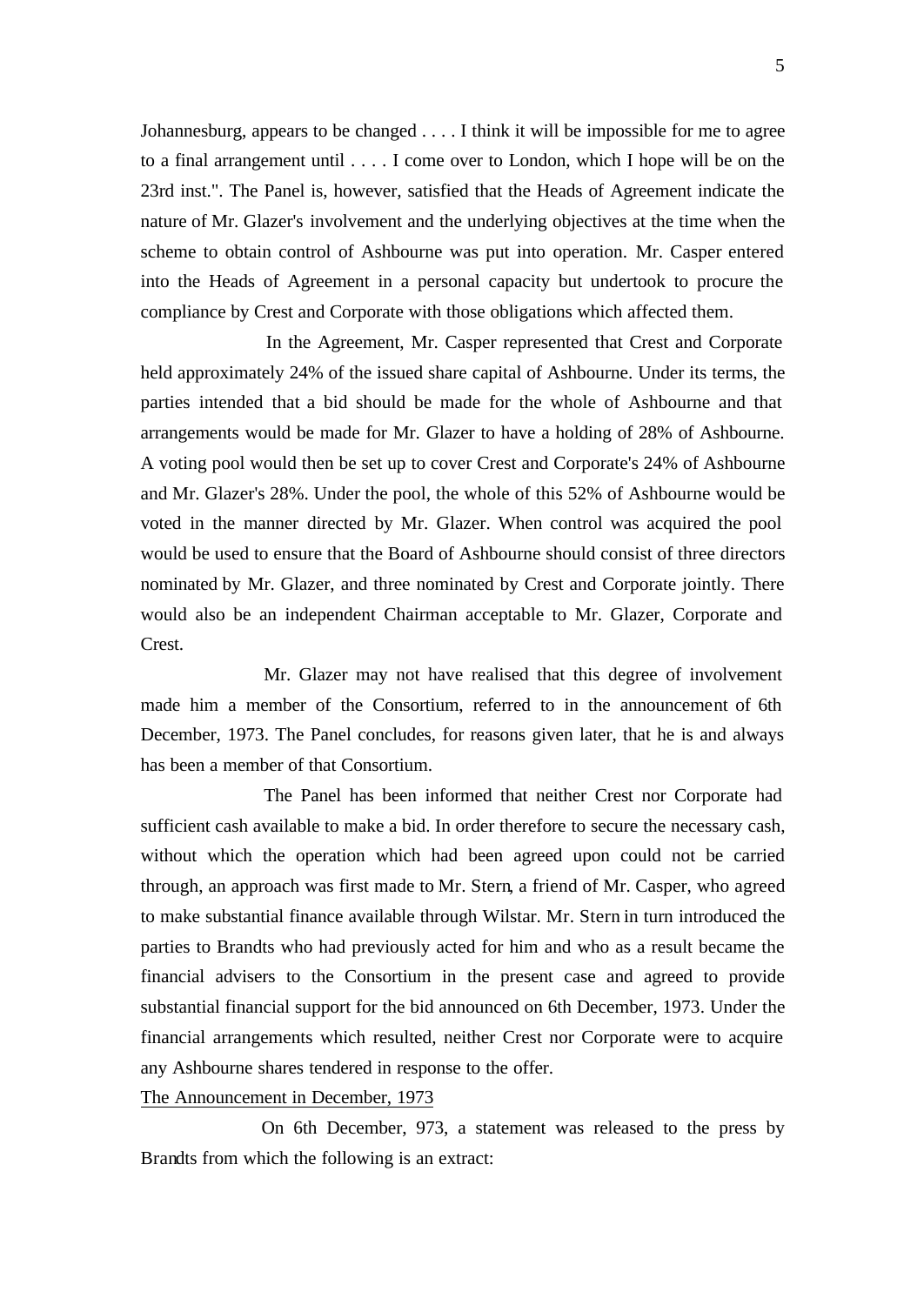Johannesburg, appears to be changed . . . . I think it will be impossible for me to agree to a final arrangement until . . . . I come over to London, which I hope will be on the 23rd inst.". The Panel is, however, satisfied that the Heads of Agreement indicate the nature of Mr. Glazer's involvement and the underlying objectives at the time when the scheme to obtain control of Ashbourne was put into operation. Mr. Casper entered into the Heads of Agreement in a personal capacity but undertook to procure the compliance by Crest and Corporate with those obligations which affected them.

In the Agreement, Mr. Casper represented that Crest and Corporate held approximately 24% of the issued share capital of Ashbourne. Under its terms, the parties intended that a bid should be made for the whole of Ashbourne and that arrangements would be made for Mr. Glazer to have a holding of 28% of Ashbourne. A voting pool would then be set up to cover Crest and Corporate's 24% of Ashbourne and Mr. Glazer's 28%. Under the pool, the whole of this 52% of Ashbourne would be voted in the manner directed by Mr. Glazer. When control was acquired the pool would be used to ensure that the Board of Ashbourne should consist of three directors nominated by Mr. Glazer, and three nominated by Crest and Corporate jointly. There would also be an independent Chairman acceptable to Mr. Glazer, Corporate and Crest.

Mr. Glazer may not have realised that this degree of involvement made him a member of the Consortium, referred to in the announcement of 6th December, 1973. The Panel concludes, for reasons given later, that he is and always has been a member of that Consortium.

The Panel has been informed that neither Crest nor Corporate had sufficient cash available to make a bid. In order therefore to secure the necessary cash, without which the operation which had been agreed upon could not be carried through, an approach was first made to Mr. Stern, a friend of Mr. Casper, who agreed to make substantial finance available through Wilstar. Mr. Stern in turn introduced the parties to Brandts who had previously acted for him and who as a result became the financial advisers to the Consortium in the present case and agreed to provide substantial financial support for the bid announced on 6th December, 1973. Under the financial arrangements which resulted, neither Crest nor Corporate were to acquire any Ashbourne shares tendered in response to the offer.

## The Announcement in December, 1973

On 6th December, 973, a statement was released to the press by Brandts from which the following is an extract: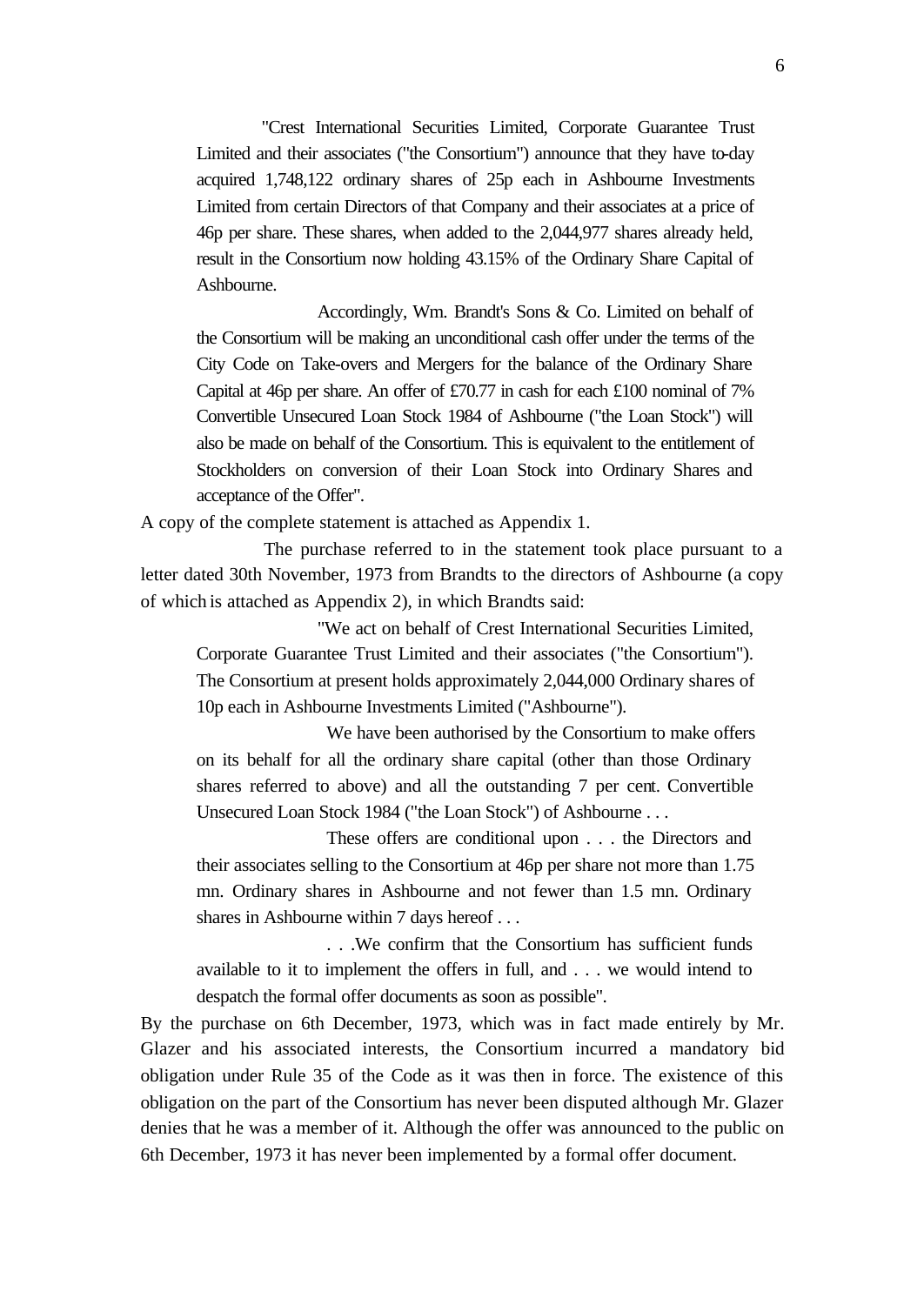> "Crest International Securities Limited, Corporate Guarantee Trust Limited and their associates ("the Consortium") announce that they have to-day acquired 1,748,122 ordinary shares of 25p each in Ashbourne Investments Limited from certain Directors of that Company and their associates at a price of 46p per share. These shares, when added to the 2,044,977 shares already held, result in the Consortium now holding 43.15% of the Ordinary Share Capital of Ashbourne.
>
> Accordingly, Wm. Brandt's Sons & Co. Limited on behalf of the Consortium will be making an unconditional cash offer under the terms of the City Code on Take-overs and Mergers for the balance of the Ordinary Share Capital at 46p per share. An offer of £70.77 in cash for each £100 nominal of 7% Convertible Unsecured Loan Stock 1984 of Ashbourne ("the Loan Stock") will also be made on behalf of the Consortium. This is equivalent to the entitlement of Stockholders on conversion of their Loan Stock into Ordinary Shares and acceptance of the Offer".

A copy of the complete statement is attached as Appendix 1.

The purchase referred to in the statement took place pursuant to a letter dated 30th November, 1973 from Brandts to the directors of Ashbourne (a copy of which is attached as Appendix 2), in which Brandts said:

> "We act on behalf of Crest International Securities Limited, Corporate Guarantee Trust Limited and their associates ("the Consortium"). The Consortium at present holds approximately 2,044,000 Ordinary shares of 10p each in Ashbourne Investments Limited ("Ashbourne").
>
> We have been authorised by the Consortium to make offers on its behalf for all the ordinary share capital (other than those Ordinary shares referred to above) and all the outstanding 7 per cent. Convertible Unsecured Loan Stock 1984 ("the Loan Stock") of Ashbourne . . .
>
> These offers are conditional upon . . . the Directors and their associates selling to the Consortium at 46p per share not more than 1.75 mn. Ordinary shares in Ashbourne and not fewer than 1.5 mn. Ordinary shares in Ashbourne within 7 days hereof . . .
>
> . . .We confirm that the Consortium has sufficient funds available to it to implement the offers in full, and . . . we would intend to despatch the formal offer documents as soon as possible".

By the purchase on 6th December, 1973, which was in fact made entirely by Mr. Glazer and his associated interests, the Consortium incurred a mandatory bid obligation under Rule 35 of the Code as it was then in force. The existence of this obligation on the part of the Consortium has never been disputed although Mr. Glazer denies that he was a member of it. Although the offer was announced to the public on 6th December, 1973 it has never been implemented by a formal offer document.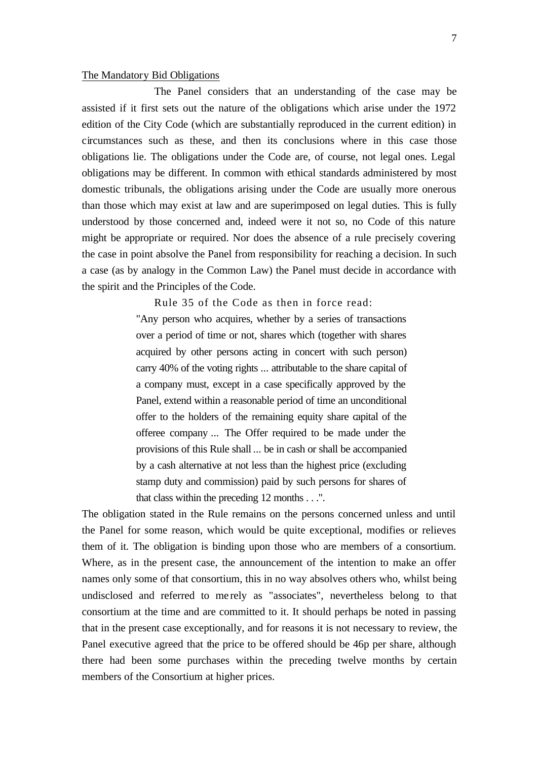The Mandatory Bid Obligations

The Panel considers that an understanding of the case may be assisted if it first sets out the nature of the obligations which arise under the 1972 edition of the City Code (which are substantially reproduced in the current edition) in circumstances such as these, and then its conclusions where in this case those obligations lie. The obligations under the Code are, of course, not legal ones. Legal obligations may be different. In common with ethical standards administered by most domestic tribunals, the obligations arising under the Code are usually more onerous than those which may exist at law and are superimposed on legal duties. This is fully understood by those concerned and, indeed were it not so, no Code of this nature might be appropriate or required. Nor does the absence of a rule precisely covering the case in point absolve the Panel from responsibility for reaching a decision. In such a case (as by analogy in the Common Law) the Panel must decide in accordance with the spirit and the Principles of the Code.

Rule 35 of the Code as then in force read:

> "Any person who acquires, whether by a series of transactions over a period of time or not, shares which (together with shares acquired by other persons acting in concert with such person) carry 40% of the voting rights ... attributable to the share capital of a company must, except in a case specifically approved by the Panel, extend within a reasonable period of time an unconditional offer to the holders of the remaining equity share capital of the offeree company ... The Offer required to be made under the provisions of this Rule shall ... be in cash or shall be accompanied by a cash alternative at not less than the highest price (excluding stamp duty and commission) paid by such persons for shares of that class within the preceding 12 months . . .".

The obligation stated in the Rule remains on the persons concerned unless and until the Panel for some reason, which would be quite exceptional, modifies or relieves them of it. The obligation is binding upon those who are members of a consortium. Where, as in the present case, the announcement of the intention to make an offer names only some of that consortium, this in no way absolves others who, whilst being undisclosed and referred to merely as "associates", nevertheless belong to that consortium at the time and are committed to it. It should perhaps be noted in passing that in the present case exceptionally, and for reasons it is not necessary to review, the Panel executive agreed that the price to be offered should be 46p per share, although there had been some purchases within the preceding twelve months by certain members of the Consortium at higher prices.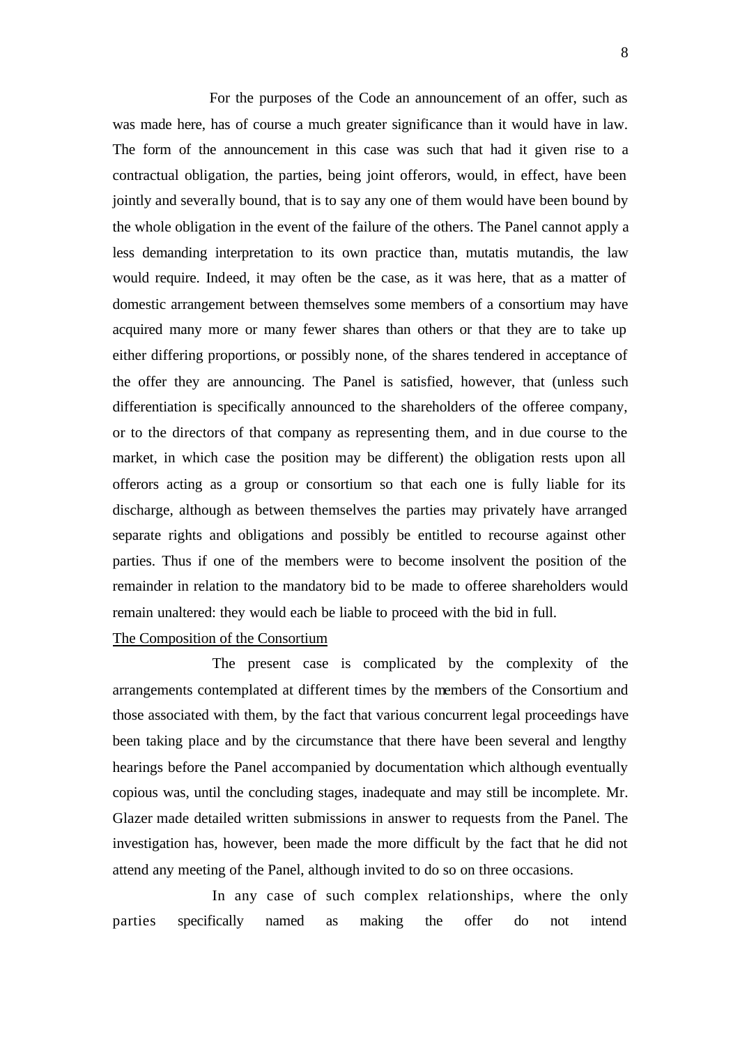For the purposes of the Code an announcement of an offer, such as was made here, has of course a much greater significance than it would have in law. The form of the announcement in this case was such that had it given rise to a contractual obligation, the parties, being joint offerors, would, in effect, have been jointly and severally bound, that is to say any one of them would have been bound by the whole obligation in the event of the failure of the others. The Panel cannot apply a less demanding interpretation to its own practice than, mutatis mutandis, the law would require. Indeed, it may often be the case, as it was here, that as a matter of domestic arrangement between themselves some members of a consortium may have acquired many more or many fewer shares than others or that they are to take up either differing proportions, or possibly none, of the shares tendered in acceptance of the offer they are announcing. The Panel is satisfied, however, that (unless such differentiation is specifically announced to the shareholders of the offeree company, or to the directors of that company as representing them, and in due course to the market, in which case the position may be different) the obligation rests upon all offerors acting as a group or consortium so that each one is fully liable for its discharge, although as between themselves the parties may privately have arranged separate rights and obligations and possibly be entitled to recourse against other parties. Thus if one of the members were to become insolvent the position of the remainder in relation to the mandatory bid to be made to offeree shareholders would remain unaltered: they would each be liable to proceed with the bid in full.

<u>The Composition of the Consortium</u>

The present case is complicated by the complexity of the arrangements contemplated at different times by the members of the Consortium and those associated with them, by the fact that various concurrent legal proceedings have been taking place and by the circumstance that there have been several and lengthy hearings before the Panel accompanied by documentation which although eventually copious was, until the concluding stages, inadequate and may still be incomplete. Mr. Glazer made detailed written submissions in answer to requests from the Panel. The investigation has, however, been made the more difficult by the fact that he did not attend any meeting of the Panel, although invited to do so on three occasions.

In any case of such complex relationships, where the only parties specifically named as making the offer do not intend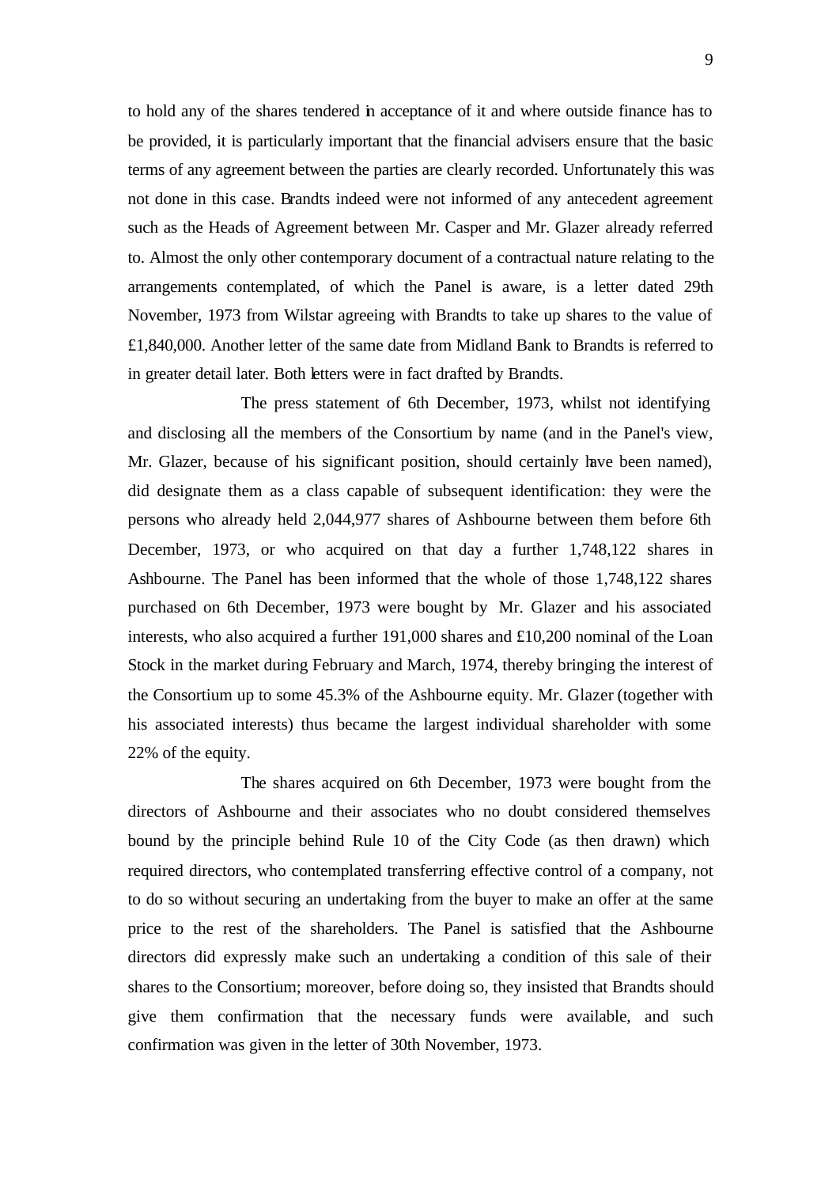to hold any of the shares tendered in acceptance of it and where outside finance has to be provided, it is particularly important that the financial advisers ensure that the basic terms of any agreement between the parties are clearly recorded. Unfortunately this was not done in this case. Brandts indeed were not informed of any antecedent agreement such as the Heads of Agreement between Mr. Casper and Mr. Glazer already referred to. Almost the only other contemporary document of a contractual nature relating to the arrangements contemplated, of which the Panel is aware, is a letter dated 29th November, 1973 from Wilstar agreeing with Brandts to take up shares to the value of £1,840,000. Another letter of the same date from Midland Bank to Brandts is referred to in greater detail later. Both letters were in fact drafted by Brandts.

The press statement of 6th December, 1973, whilst not identifying and disclosing all the members of the Consortium by name (and in the Panel's view, Mr. Glazer, because of his significant position, should certainly have been named), did designate them as a class capable of subsequent identification: they were the persons who already held 2,044,977 shares of Ashbourne between them before 6th December, 1973, or who acquired on that day a further 1,748,122 shares in Ashbourne. The Panel has been informed that the whole of those 1,748,122 shares purchased on 6th December, 1973 were bought by Mr. Glazer and his associated interests, who also acquired a further 191,000 shares and £10,200 nominal of the Loan Stock in the market during February and March, 1974, thereby bringing the interest of the Consortium up to some 45.3% of the Ashbourne equity. Mr. Glazer (together with his associated interests) thus became the largest individual shareholder with some 22% of the equity.

The shares acquired on 6th December, 1973 were bought from the directors of Ashbourne and their associates who no doubt considered themselves bound by the principle behind Rule 10 of the City Code (as then drawn) which required directors, who contemplated transferring effective control of a company, not to do so without securing an undertaking from the buyer to make an offer at the same price to the rest of the shareholders. The Panel is satisfied that the Ashbourne directors did expressly make such an undertaking a condition of this sale of their shares to the Consortium; moreover, before doing so, they insisted that Brandts should give them confirmation that the necessary funds were available, and such confirmation was given in the letter of 30th November, 1973.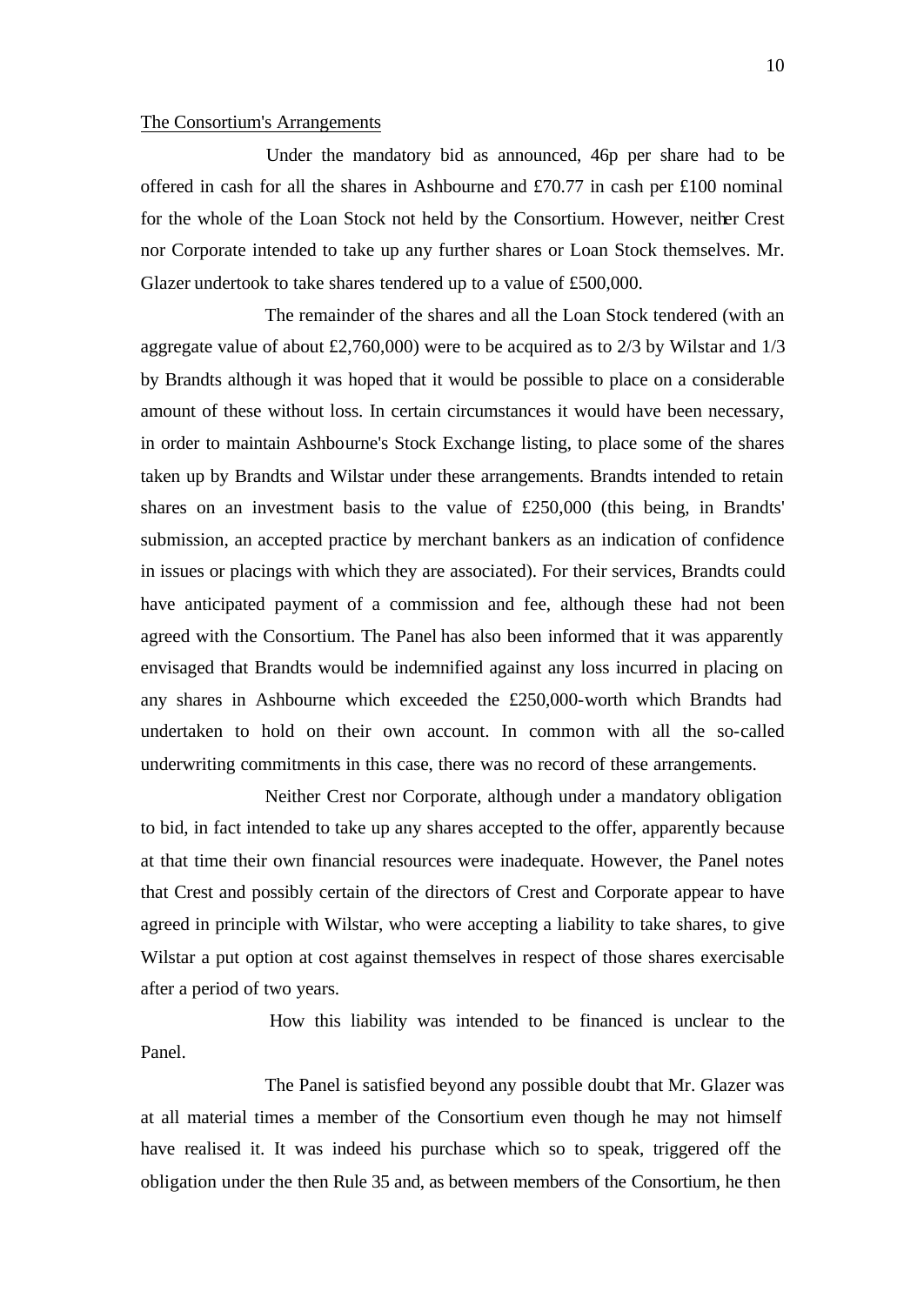The Consortium's Arrangements

Under the mandatory bid as announced, 46p per share had to be offered in cash for all the shares in Ashbourne and £70.77 in cash per £100 nominal for the whole of the Loan Stock not held by the Consortium. However, neither Crest nor Corporate intended to take up any further shares or Loan Stock themselves. Mr. Glazer undertook to take shares tendered up to a value of £500,000.

The remainder of the shares and all the Loan Stock tendered (with an aggregate value of about £2,760,000) were to be acquired as to 2/3 by Wilstar and 1/3 by Brandts although it was hoped that it would be possible to place on a considerable amount of these without loss. In certain circumstances it would have been necessary, in order to maintain Ashbourne's Stock Exchange listing, to place some of the shares taken up by Brandts and Wilstar under these arrangements. Brandts intended to retain shares on an investment basis to the value of £250,000 (this being, in Brandts' submission, an accepted practice by merchant bankers as an indication of confidence in issues or placings with which they are associated). For their services, Brandts could have anticipated payment of a commission and fee, although these had not been agreed with the Consortium. The Panel has also been informed that it was apparently envisaged that Brandts would be indemnified against any loss incurred in placing on any shares in Ashbourne which exceeded the £250,000-worth which Brandts had undertaken to hold on their own account. In common with all the so-called underwriting commitments in this case, there was no record of these arrangements.

Neither Crest nor Corporate, although under a mandatory obligation to bid, in fact intended to take up any shares accepted to the offer, apparently because at that time their own financial resources were inadequate. However, the Panel notes that Crest and possibly certain of the directors of Crest and Corporate appear to have agreed in principle with Wilstar, who were accepting a liability to take shares, to give Wilstar a put option at cost against themselves in respect of those shares exercisable after a period of two years.

How this liability was intended to be financed is unclear to the Panel.

The Panel is satisfied beyond any possible doubt that Mr. Glazer was at all material times a member of the Consortium even though he may not himself have realised it. It was indeed his purchase which so to speak, triggered off the obligation under the then Rule 35 and, as between members of the Consortium, he then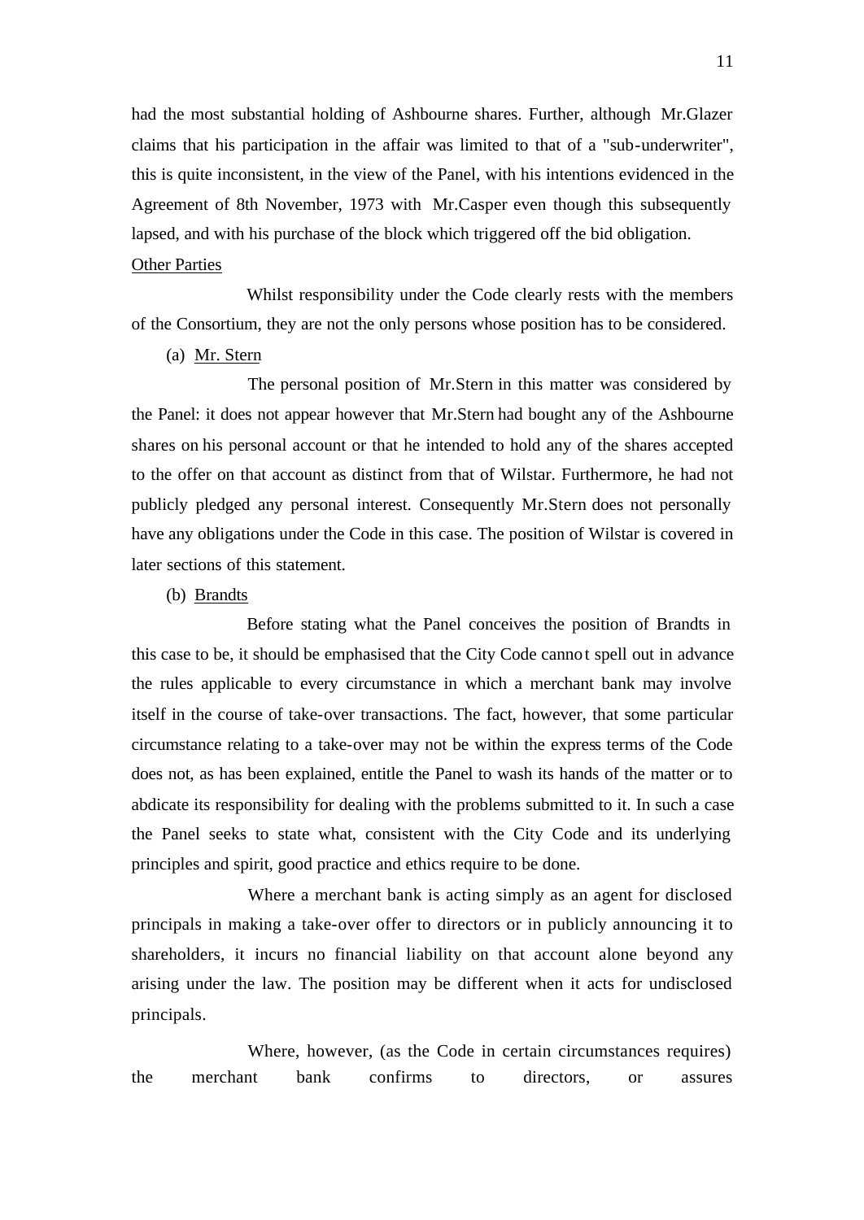had the most substantial holding of Ashbourne shares. Further, although Mr.Glazer claims that his participation in the affair was limited to that of a "sub-underwriter", this is quite inconsistent, in the view of the Panel, with his intentions evidenced in the Agreement of 8th November, 1973 with Mr.Casper even though this subsequently lapsed, and with his purchase of the block which triggered off the bid obligation.

<u>Other Parties</u>

Whilst responsibility under the Code clearly rests with the members of the Consortium, they are not the only persons whose position has to be considered.

(a) <u>Mr. Stern</u>

The personal position of Mr.Stern in this matter was considered by the Panel: it does not appear however that Mr.Stern had bought any of the Ashbourne shares on his personal account or that he intended to hold any of the shares accepted to the offer on that account as distinct from that of Wilstar. Furthermore, he had not publicly pledged any personal interest. Consequently Mr.Stern does not personally have any obligations under the Code in this case. The position of Wilstar is covered in later sections of this statement.

(b) <u>Brandts</u>

Before stating what the Panel conceives the position of Brandts in this case to be, it should be emphasised that the City Code cannot spell out in advance the rules applicable to every circumstance in which a merchant bank may involve itself in the course of take-over transactions. The fact, however, that some particular circumstance relating to a take-over may not be within the express terms of the Code does not, as has been explained, entitle the Panel to wash its hands of the matter or to abdicate its responsibility for dealing with the problems submitted to it. In such a case the Panel seeks to state what, consistent with the City Code and its underlying principles and spirit, good practice and ethics require to be done.

Where a merchant bank is acting simply as an agent for disclosed principals in making a take-over offer to directors or in publicly announcing it to shareholders, it incurs no financial liability on that account alone beyond any arising under the law. The position may be different when it acts for undisclosed principals.

Where, however, (as the Code in certain circumstances requires) the merchant bank confirms to directors, or assures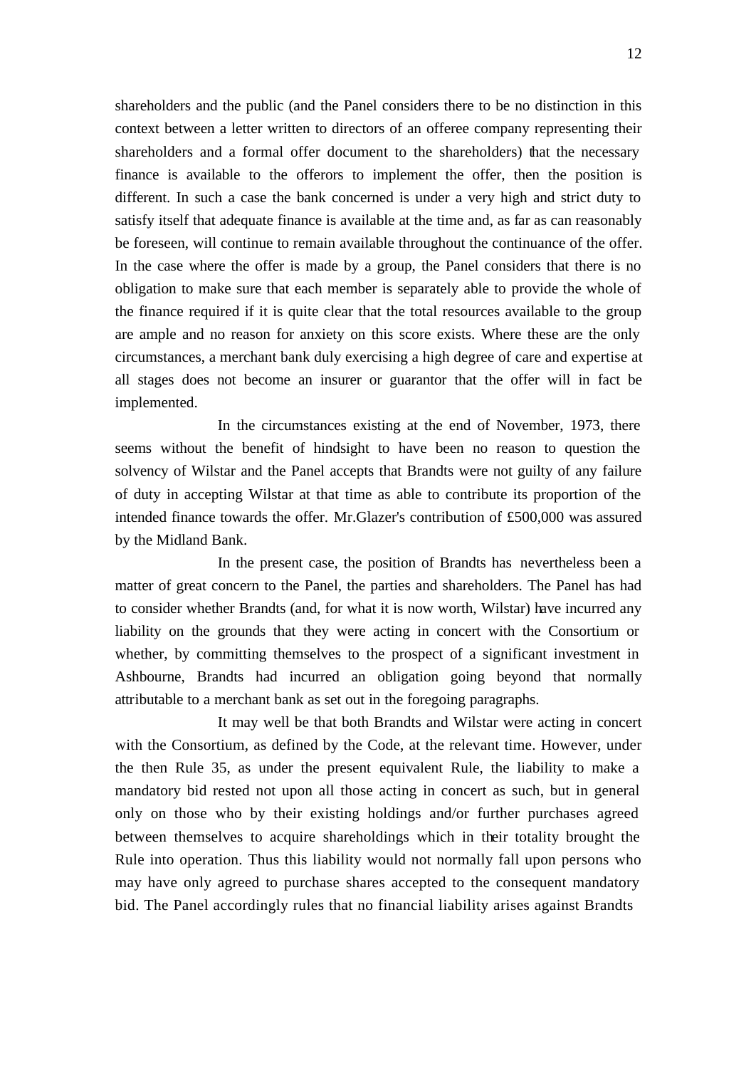shareholders and the public (and the Panel considers there to be no distinction in this context between a letter written to directors of an offeree company representing their shareholders and a formal offer document to the shareholders) that the necessary finance is available to the offerors to implement the offer, then the position is different. In such a case the bank concerned is under a very high and strict duty to satisfy itself that adequate finance is available at the time and, as far as can reasonably be foreseen, will continue to remain available throughout the continuance of the offer. In the case where the offer is made by a group, the Panel considers that there is no obligation to make sure that each member is separately able to provide the whole of the finance required if it is quite clear that the total resources available to the group are ample and no reason for anxiety on this score exists. Where these are the only circumstances, a merchant bank duly exercising a high degree of care and expertise at all stages does not become an insurer or guarantor that the offer will in fact be implemented.

In the circumstances existing at the end of November, 1973, there seems without the benefit of hindsight to have been no reason to question the solvency of Wilstar and the Panel accepts that Brandts were not guilty of any failure of duty in accepting Wilstar at that time as able to contribute its proportion of the intended finance towards the offer. Mr.Glazer's contribution of £500,000 was assured by the Midland Bank.

In the present case, the position of Brandts has nevertheless been a matter of great concern to the Panel, the parties and shareholders. The Panel has had to consider whether Brandts (and, for what it is now worth, Wilstar) have incurred any liability on the grounds that they were acting in concert with the Consortium or whether, by committing themselves to the prospect of a significant investment in Ashbourne, Brandts had incurred an obligation going beyond that normally attributable to a merchant bank as set out in the foregoing paragraphs.

It may well be that both Brandts and Wilstar were acting in concert with the Consortium, as defined by the Code, at the relevant time. However, under the then Rule 35, as under the present equivalent Rule, the liability to make a mandatory bid rested not upon all those acting in concert as such, but in general only on those who by their existing holdings and/or further purchases agreed between themselves to acquire shareholdings which in their totality brought the Rule into operation. Thus this liability would not normally fall upon persons who may have only agreed to purchase shares accepted to the consequent mandatory bid. The Panel accordingly rules that no financial liability arises against Brandts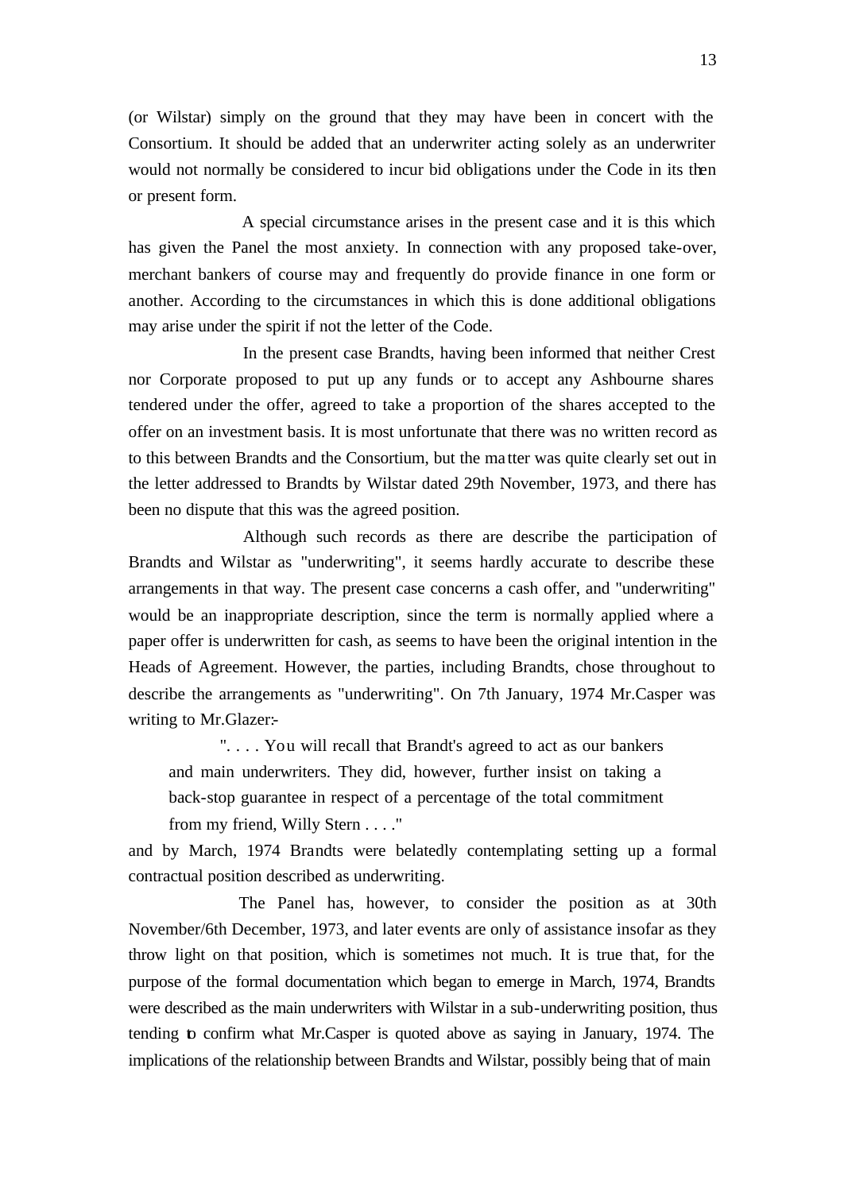(or Wilstar) simply on the ground that they may have been in concert with the Consortium. It should be added that an underwriter acting solely as an underwriter would not normally be considered to incur bid obligations under the Code in its then or present form.

A special circumstance arises in the present case and it is this which has given the Panel the most anxiety. In connection with any proposed take-over, merchant bankers of course may and frequently do provide finance in one form or another. According to the circumstances in which this is done additional obligations may arise under the spirit if not the letter of the Code.

In the present case Brandts, having been informed that neither Crest nor Corporate proposed to put up any funds or to accept any Ashbourne shares tendered under the offer, agreed to take a proportion of the shares accepted to the offer on an investment basis. It is most unfortunate that there was no written record as to this between Brandts and the Consortium, but the matter was quite clearly set out in the letter addressed to Brandts by Wilstar dated 29th November, 1973, and there has been no dispute that this was the agreed position.

Although such records as there are describe the participation of Brandts and Wilstar as "underwriting", it seems hardly accurate to describe these arrangements in that way. The present case concerns a cash offer, and "underwriting" would be an inappropriate description, since the term is normally applied where a paper offer is underwritten for cash, as seems to have been the original intention in the Heads of Agreement. However, the parties, including Brandts, chose throughout to describe the arrangements as "underwriting". On 7th January, 1974 Mr.Casper was writing to Mr.Glazer:-

> ". . . . You will recall that Brandt's agreed to act as our bankers and main underwriters. They did, however, further insist on taking a back-stop guarantee in respect of a percentage of the total commitment from my friend, Willy Stern . . . ."

and by March, 1974 Brandts were belatedly contemplating setting up a formal contractual position described as underwriting.

The Panel has, however, to consider the position as at 30th November/6th December, 1973, and later events are only of assistance insofar as they throw light on that position, which is sometimes not much. It is true that, for the purpose of the formal documentation which began to emerge in March, 1974, Brandts were described as the main underwriters with Wilstar in a sub-underwriting position, thus tending to confirm what Mr.Casper is quoted above as saying in January, 1974. The implications of the relationship between Brandts and Wilstar, possibly being that of main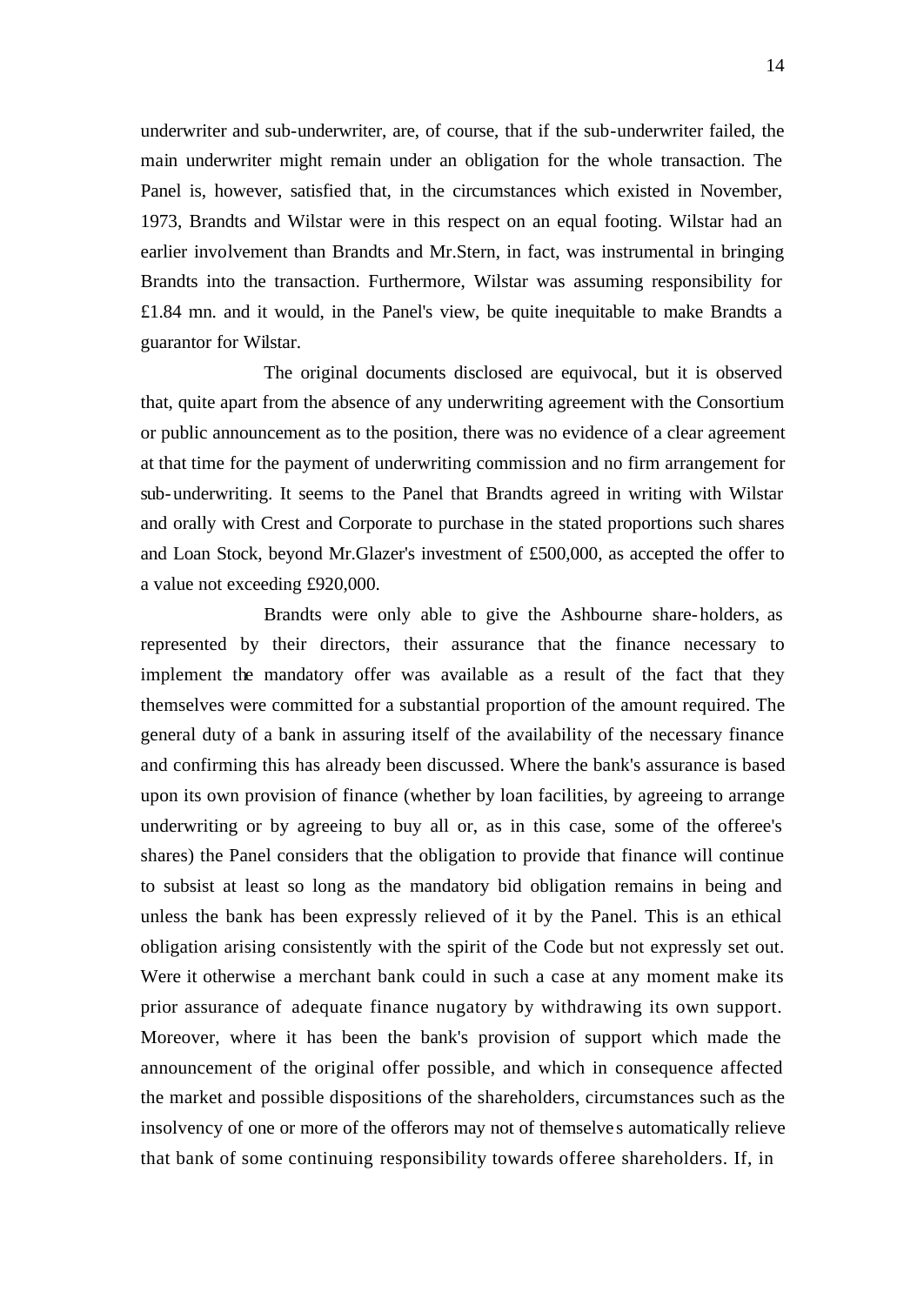underwriter and sub-underwriter, are, of course, that if the sub-underwriter failed, the main underwriter might remain under an obligation for the whole transaction. The Panel is, however, satisfied that, in the circumstances which existed in November, 1973, Brandts and Wilstar were in this respect on an equal footing. Wilstar had an earlier involvement than Brandts and Mr.Stern, in fact, was instrumental in bringing Brandts into the transaction. Furthermore, Wilstar was assuming responsibility for £1.84 mn. and it would, in the Panel's view, be quite inequitable to make Brandts a guarantor for Wilstar.

The original documents disclosed are equivocal, but it is observed that, quite apart from the absence of any underwriting agreement with the Consortium or public announcement as to the position, there was no evidence of a clear agreement at that time for the payment of underwriting commission and no firm arrangement for sub-underwriting. It seems to the Panel that Brandts agreed in writing with Wilstar and orally with Crest and Corporate to purchase in the stated proportions such shares and Loan Stock, beyond Mr.Glazer's investment of £500,000, as accepted the offer to a value not exceeding £920,000.

Brandts were only able to give the Ashbourne share-holders, as represented by their directors, their assurance that the finance necessary to implement the mandatory offer was available as a result of the fact that they themselves were committed for a substantial proportion of the amount required. The general duty of a bank in assuring itself of the availability of the necessary finance and confirming this has already been discussed. Where the bank's assurance is based upon its own provision of finance (whether by loan facilities, by agreeing to arrange underwriting or by agreeing to buy all or, as in this case, some of the offeree's shares) the Panel considers that the obligation to provide that finance will continue to subsist at least so long as the mandatory bid obligation remains in being and unless the bank has been expressly relieved of it by the Panel. This is an ethical obligation arising consistently with the spirit of the Code but not expressly set out. Were it otherwise a merchant bank could in such a case at any moment make its prior assurance of adequate finance nugatory by withdrawing its own support. Moreover, where it has been the bank's provision of support which made the announcement of the original offer possible, and which in consequence affected the market and possible dispositions of the shareholders, circumstances such as the insolvency of one or more of the offerors may not of themselves automatically relieve that bank of some continuing responsibility towards offeree shareholders. If, in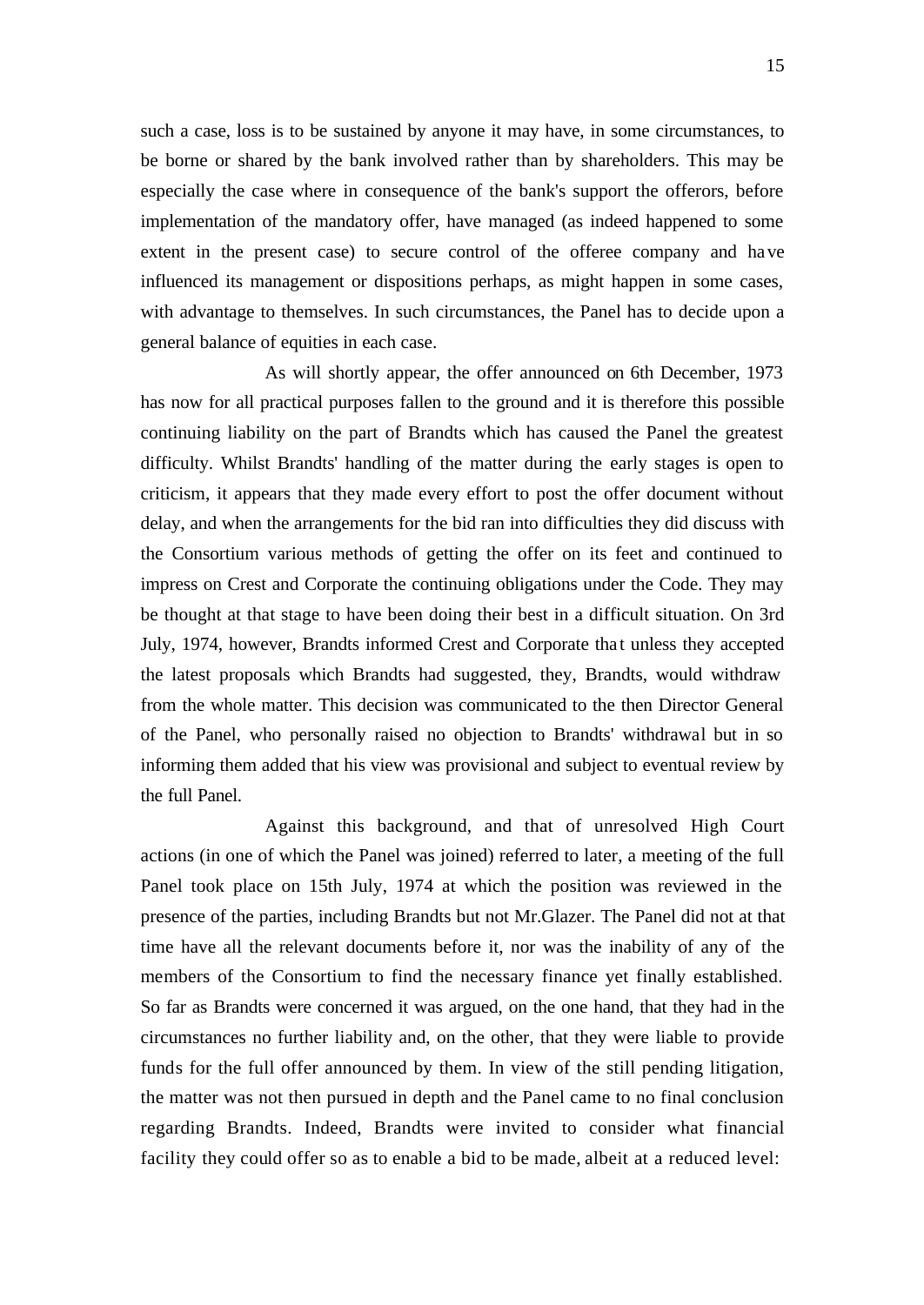such a case, loss is to be sustained by anyone it may have, in some circumstances, to be borne or shared by the bank involved rather than by shareholders. This may be especially the case where in consequence of the bank's support the offerors, before implementation of the mandatory offer, have managed (as indeed happened to some extent in the present case) to secure control of the offeree company and have influenced its management or dispositions perhaps, as might happen in some cases, with advantage to themselves. In such circumstances, the Panel has to decide upon a general balance of equities in each case.

As will shortly appear, the offer announced on 6th December, 1973 has now for all practical purposes fallen to the ground and it is therefore this possible continuing liability on the part of Brandts which has caused the Panel the greatest difficulty. Whilst Brandts' handling of the matter during the early stages is open to criticism, it appears that they made every effort to post the offer document without delay, and when the arrangements for the bid ran into difficulties they did discuss with the Consortium various methods of getting the offer on its feet and continued to impress on Crest and Corporate the continuing obligations under the Code. They may be thought at that stage to have been doing their best in a difficult situation. On 3rd July, 1974, however, Brandts informed Crest and Corporate that unless they accepted the latest proposals which Brandts had suggested, they, Brandts, would withdraw from the whole matter. This decision was communicated to the then Director General of the Panel, who personally raised no objection to Brandts' withdrawal but in so informing them added that his view was provisional and subject to eventual review by the full Panel.

Against this background, and that of unresolved High Court actions (in one of which the Panel was joined) referred to later, a meeting of the full Panel took place on 15th July, 1974 at which the position was reviewed in the presence of the parties, including Brandts but not Mr.Glazer. The Panel did not at that time have all the relevant documents before it, nor was the inability of any of the members of the Consortium to find the necessary finance yet finally established. So far as Brandts were concerned it was argued, on the one hand, that they had in the circumstances no further liability and, on the other, that they were liable to provide funds for the full offer announced by them. In view of the still pending litigation, the matter was not then pursued in depth and the Panel came to no final conclusion regarding Brandts. Indeed, Brandts were invited to consider what financial facility they could offer so as to enable a bid to be made, albeit at a reduced level: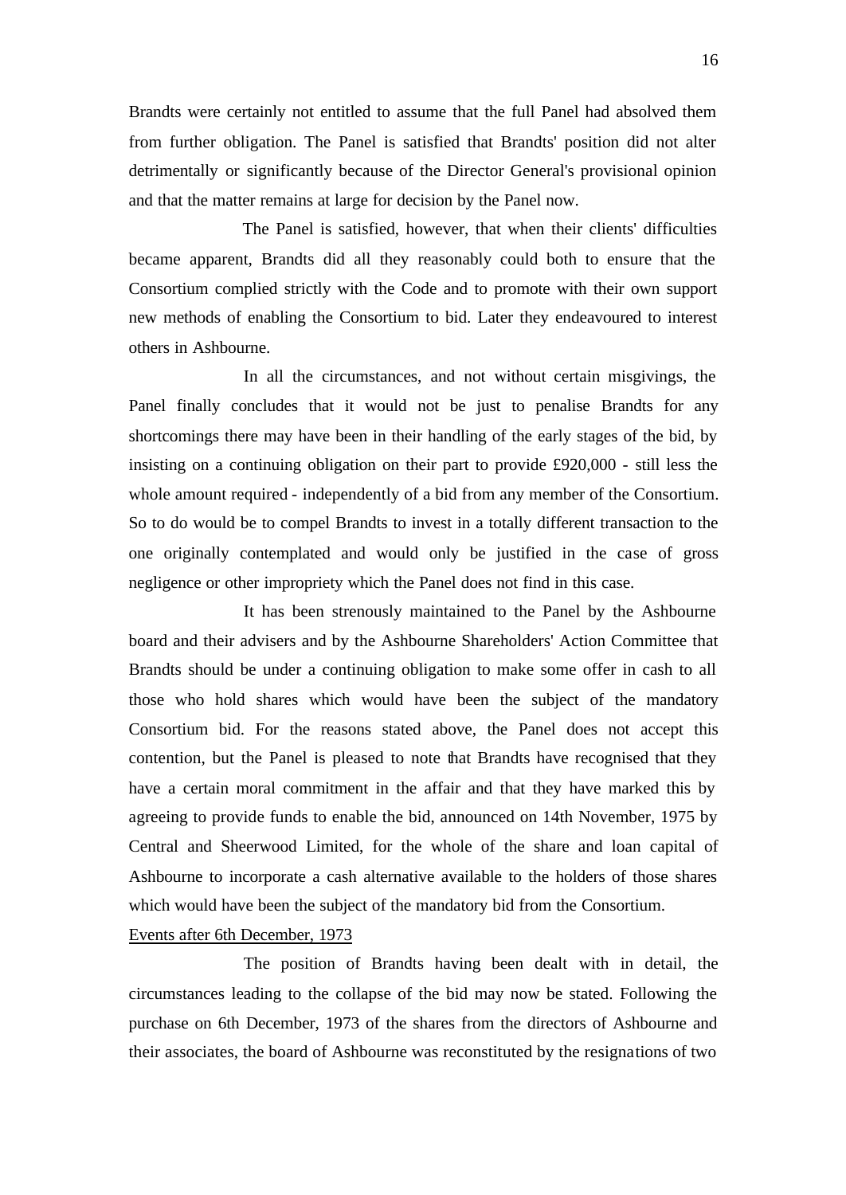Brandts were certainly not entitled to assume that the full Panel had absolved them from further obligation. The Panel is satisfied that Brandts' position did not alter detrimentally or significantly because of the Director General's provisional opinion and that the matter remains at large for decision by the Panel now.

The Panel is satisfied, however, that when their clients' difficulties became apparent, Brandts did all they reasonably could both to ensure that the Consortium complied strictly with the Code and to promote with their own support new methods of enabling the Consortium to bid. Later they endeavoured to interest others in Ashbourne.

In all the circumstances, and not without certain misgivings, the Panel finally concludes that it would not be just to penalise Brandts for any shortcomings there may have been in their handling of the early stages of the bid, by insisting on a continuing obligation on their part to provide £920,000 - still less the whole amount required - independently of a bid from any member of the Consortium. So to do would be to compel Brandts to invest in a totally different transaction to the one originally contemplated and would only be justified in the case of gross negligence or other impropriety which the Panel does not find in this case.

It has been strenuously maintained to the Panel by the Ashbourne board and their advisers and by the Ashbourne Shareholders' Action Committee that Brandts should be under a continuing obligation to make some offer in cash to all those who hold shares which would have been the subject of the mandatory Consortium bid. For the reasons stated above, the Panel does not accept this contention, but the Panel is pleased to note that Brandts have recognised that they have a certain moral commitment in the affair and that they have marked this by agreeing to provide funds to enable the bid, announced on 14th November, 1975 by Central and Sheerwood Limited, for the whole of the share and loan capital of Ashbourne to incorporate a cash alternative available to the holders of those shares which would have been the subject of the mandatory bid from the Consortium.

Events after 6th December, 1973

The position of Brandts having been dealt with in detail, the circumstances leading to the collapse of the bid may now be stated. Following the purchase on 6th December, 1973 of the shares from the directors of Ashbourne and their associates, the board of Ashbourne was reconstituted by the resignations of two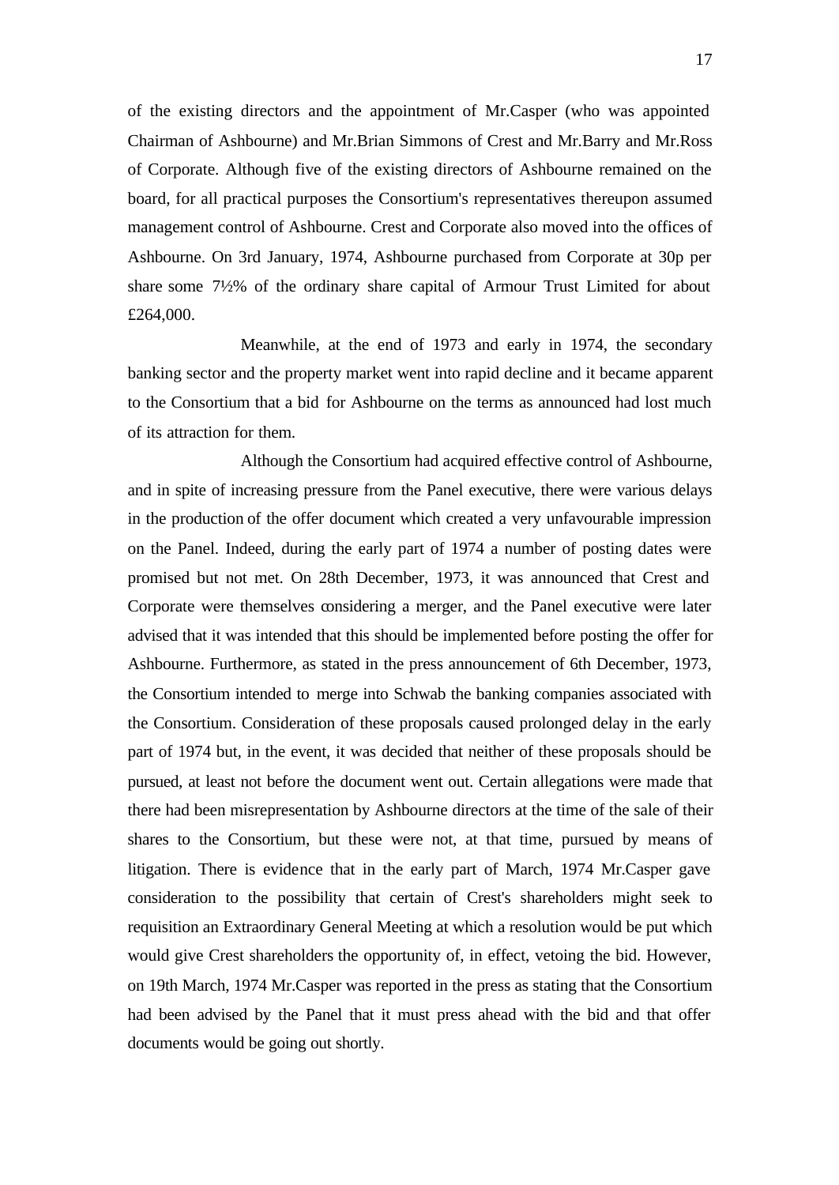of the existing directors and the appointment of Mr.Casper (who was appointed Chairman of Ashbourne) and Mr.Brian Simmons of Crest and Mr.Barry and Mr.Ross of Corporate. Although five of the existing directors of Ashbourne remained on the board, for all practical purposes the Consortium's representatives thereupon assumed management control of Ashbourne. Crest and Corporate also moved into the offices of Ashbourne. On 3rd January, 1974, Ashbourne purchased from Corporate at 30p per share some 7½% of the ordinary share capital of Armour Trust Limited for about £264,000.

Meanwhile, at the end of 1973 and early in 1974, the secondary banking sector and the property market went into rapid decline and it became apparent to the Consortium that a bid for Ashbourne on the terms as announced had lost much of its attraction for them.

Although the Consortium had acquired effective control of Ashbourne, and in spite of increasing pressure from the Panel executive, there were various delays in the production of the offer document which created a very unfavourable impression on the Panel. Indeed, during the early part of 1974 a number of posting dates were promised but not met. On 28th December, 1973, it was announced that Crest and Corporate were themselves considering a merger, and the Panel executive were later advised that it was intended that this should be implemented before posting the offer for Ashbourne. Furthermore, as stated in the press announcement of 6th December, 1973, the Consortium intended to merge into Schwab the banking companies associated with the Consortium. Consideration of these proposals caused prolonged delay in the early part of 1974 but, in the event, it was decided that neither of these proposals should be pursued, at least not before the document went out. Certain allegations were made that there had been misrepresentation by Ashbourne directors at the time of the sale of their shares to the Consortium, but these were not, at that time, pursued by means of litigation. There is evidence that in the early part of March, 1974 Mr.Casper gave consideration to the possibility that certain of Crest's shareholders might seek to requisition an Extraordinary General Meeting at which a resolution would be put which would give Crest shareholders the opportunity of, in effect, vetoing the bid. However, on 19th March, 1974 Mr.Casper was reported in the press as stating that the Consortium had been advised by the Panel that it must press ahead with the bid and that offer documents would be going out shortly.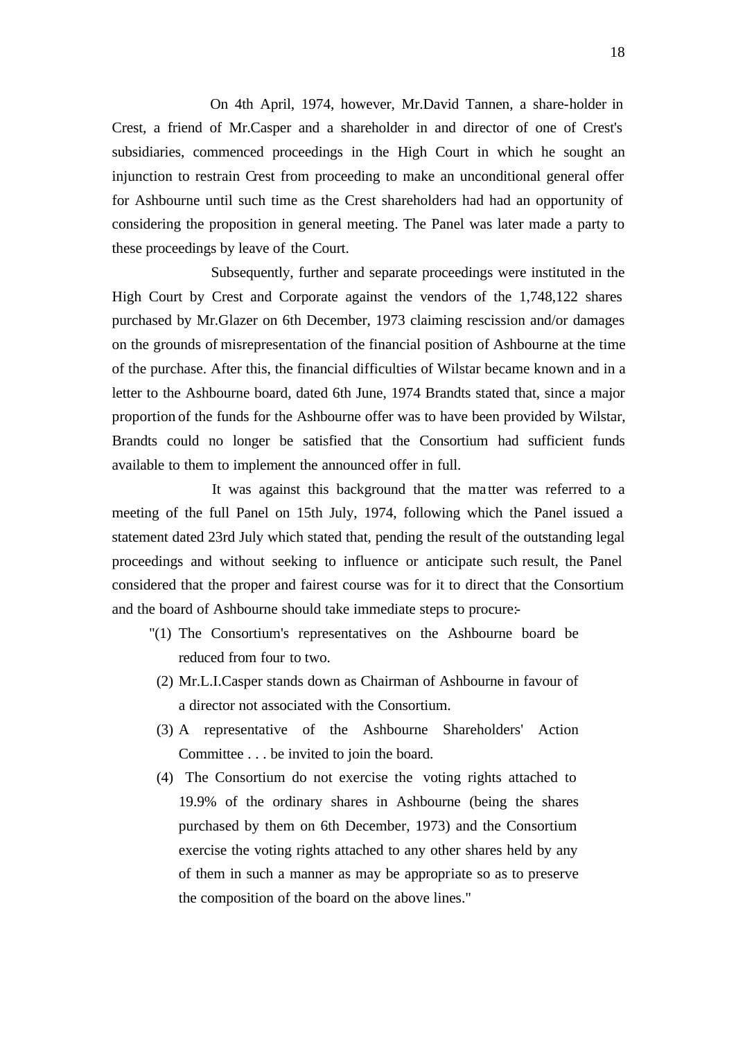On 4th April, 1974, however, Mr.David Tannen, a share-holder in Crest, a friend of Mr.Casper and a shareholder in and director of one of Crest's subsidiaries, commenced proceedings in the High Court in which he sought an injunction to restrain Crest from proceeding to make an unconditional general offer for Ashbourne until such time as the Crest shareholders had had an opportunity of considering the proposition in general meeting. The Panel was later made a party to these proceedings by leave of the Court.

Subsequently, further and separate proceedings were instituted in the High Court by Crest and Corporate against the vendors of the 1,748,122 shares purchased by Mr.Glazer on 6th December, 1973 claiming rescission and/or damages on the grounds of misrepresentation of the financial position of Ashbourne at the time of the purchase. After this, the financial difficulties of Wilstar became known and in a letter to the Ashbourne board, dated 6th June, 1974 Brandts stated that, since a major proportion of the funds for the Ashbourne offer was to have been provided by Wilstar, Brandts could no longer be satisfied that the Consortium had sufficient funds available to them to implement the announced offer in full.

It was against this background that the matter was referred to a meeting of the full Panel on 15th July, 1974, following which the Panel issued a statement dated 23rd July which stated that, pending the result of the outstanding legal proceedings and without seeking to influence or anticipate such result, the Panel considered that the proper and fairest course was for it to direct that the Consortium and the board of Ashbourne should take immediate steps to procure:-

> "(1) The Consortium's representatives on the Ashbourne board be reduced from four to two.
>
> (2) Mr.L.I.Casper stands down as Chairman of Ashbourne in favour of a director not associated with the Consortium.
>
> (3) A representative of the Ashbourne Shareholders' Action Committee . . . be invited to join the board.
>
> (4) The Consortium do not exercise the voting rights attached to 19.9% of the ordinary shares in Ashbourne (being the shares purchased by them on 6th December, 1973) and the Consortium exercise the voting rights attached to any other shares held by any of them in such a manner as may be appropriate so as to preserve the composition of the board on the above lines."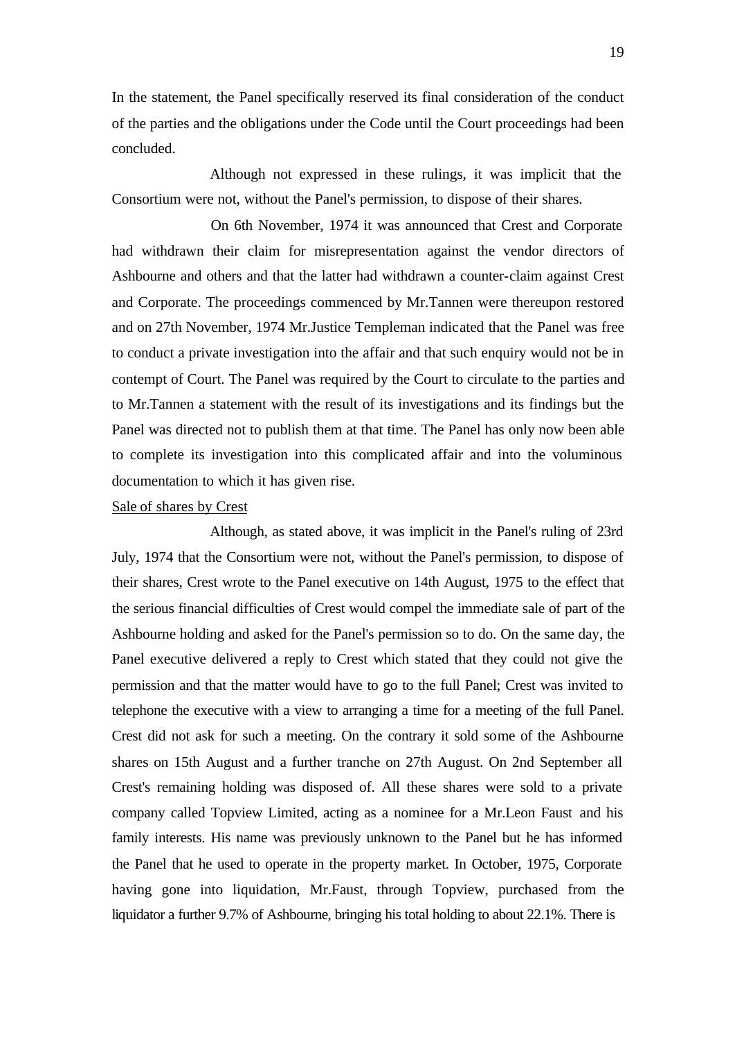In the statement, the Panel specifically reserved its final consideration of the conduct of the parties and the obligations under the Code until the Court proceedings had been concluded.

Although not expressed in these rulings, it was implicit that the Consortium were not, without the Panel's permission, to dispose of their shares.

On 6th November, 1974 it was announced that Crest and Corporate had withdrawn their claim for misrepresentation against the vendor directors of Ashbourne and others and that the latter had withdrawn a counter-claim against Crest and Corporate. The proceedings commenced by Mr.Tannen were thereupon restored and on 27th November, 1974 Mr.Justice Templeman indicated that the Panel was free to conduct a private investigation into the affair and that such enquiry would not be in contempt of Court. The Panel was required by the Court to circulate to the parties and to Mr.Tannen a statement with the result of its investigations and its findings but the Panel was directed not to publish them at that time. The Panel has only now been able to complete its investigation into this complicated affair and into the voluminous documentation to which it has given rise.

<u>Sale of shares by Crest</u>

Although, as stated above, it was implicit in the Panel's ruling of 23rd July, 1974 that the Consortium were not, without the Panel's permission, to dispose of their shares, Crest wrote to the Panel executive on 14th August, 1975 to the effect that the serious financial difficulties of Crest would compel the immediate sale of part of the Ashbourne holding and asked for the Panel's permission so to do. On the same day, the Panel executive delivered a reply to Crest which stated that they could not give the permission and that the matter would have to go to the full Panel; Crest was invited to telephone the executive with a view to arranging a time for a meeting of the full Panel. Crest did not ask for such a meeting. On the contrary it sold some of the Ashbourne shares on 15th August and a further tranche on 27th August. On 2nd September all Crest's remaining holding was disposed of. All these shares were sold to a private company called Topview Limited, acting as a nominee for a Mr.Leon Faust and his family interests. His name was previously unknown to the Panel but he has informed the Panel that he used to operate in the property market. In October, 1975, Corporate having gone into liquidation, Mr.Faust, through Topview, purchased from the liquidator a further 9.7% of Ashbourne, bringing his total holding to about 22.1%. There is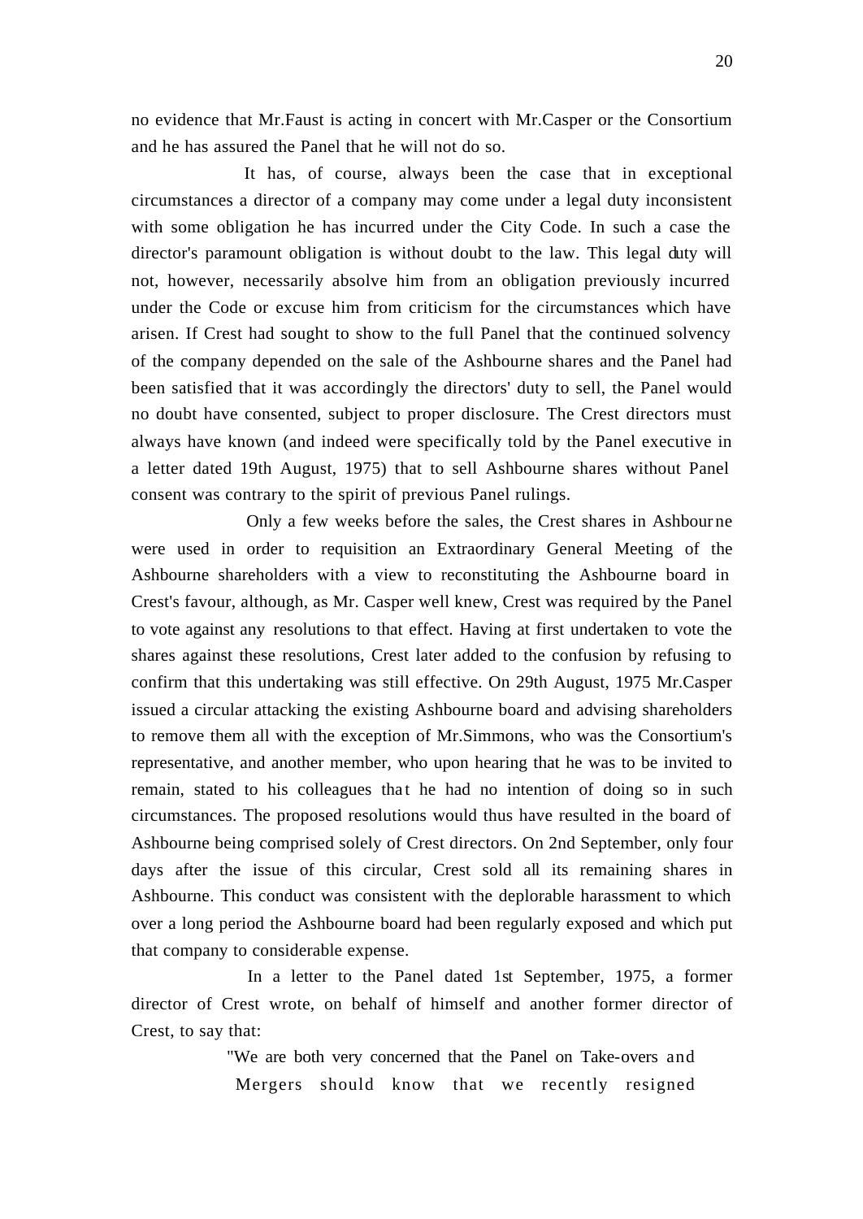no evidence that Mr.Faust is acting in concert with Mr.Casper or the Consortium and he has assured the Panel that he will not do so.

It has, of course, always been the case that in exceptional circumstances a director of a company may come under a legal duty inconsistent with some obligation he has incurred under the City Code. In such a case the director's paramount obligation is without doubt to the law. This legal duty will not, however, necessarily absolve him from an obligation previously incurred under the Code or excuse him from criticism for the circumstances which have arisen. If Crest had sought to show to the full Panel that the continued solvency of the company depended on the sale of the Ashbourne shares and the Panel had been satisfied that it was accordingly the directors' duty to sell, the Panel would no doubt have consented, subject to proper disclosure. The Crest directors must always have known (and indeed were specifically told by the Panel executive in a letter dated 19th August, 1975) that to sell Ashbourne shares without Panel consent was contrary to the spirit of previous Panel rulings.

Only a few weeks before the sales, the Crest shares in Ashbourne were used in order to requisition an Extraordinary General Meeting of the Ashbourne shareholders with a view to reconstituting the Ashbourne board in Crest's favour, although, as Mr. Casper well knew, Crest was required by the Panel to vote against any resolutions to that effect. Having at first undertaken to vote the shares against these resolutions, Crest later added to the confusion by refusing to confirm that this undertaking was still effective. On 29th August, 1975 Mr.Casper issued a circular attacking the existing Ashbourne board and advising shareholders to remove them all with the exception of Mr.Simmons, who was the Consortium's representative, and another member, who upon hearing that he was to be invited to remain, stated to his colleagues that he had no intention of doing so in such circumstances. The proposed resolutions would thus have resulted in the board of Ashbourne being comprised solely of Crest directors. On 2nd September, only four days after the issue of this circular, Crest sold all its remaining shares in Ashbourne. This conduct was consistent with the deplorable harassment to which over a long period the Ashbourne board had been regularly exposed and which put that company to considerable expense.

In a letter to the Panel dated 1st September, 1975, a former director of Crest wrote, on behalf of himself and another former director of Crest, to say that:

> "We are both very concerned that the Panel on Take-overs and Mergers should know that we recently resigned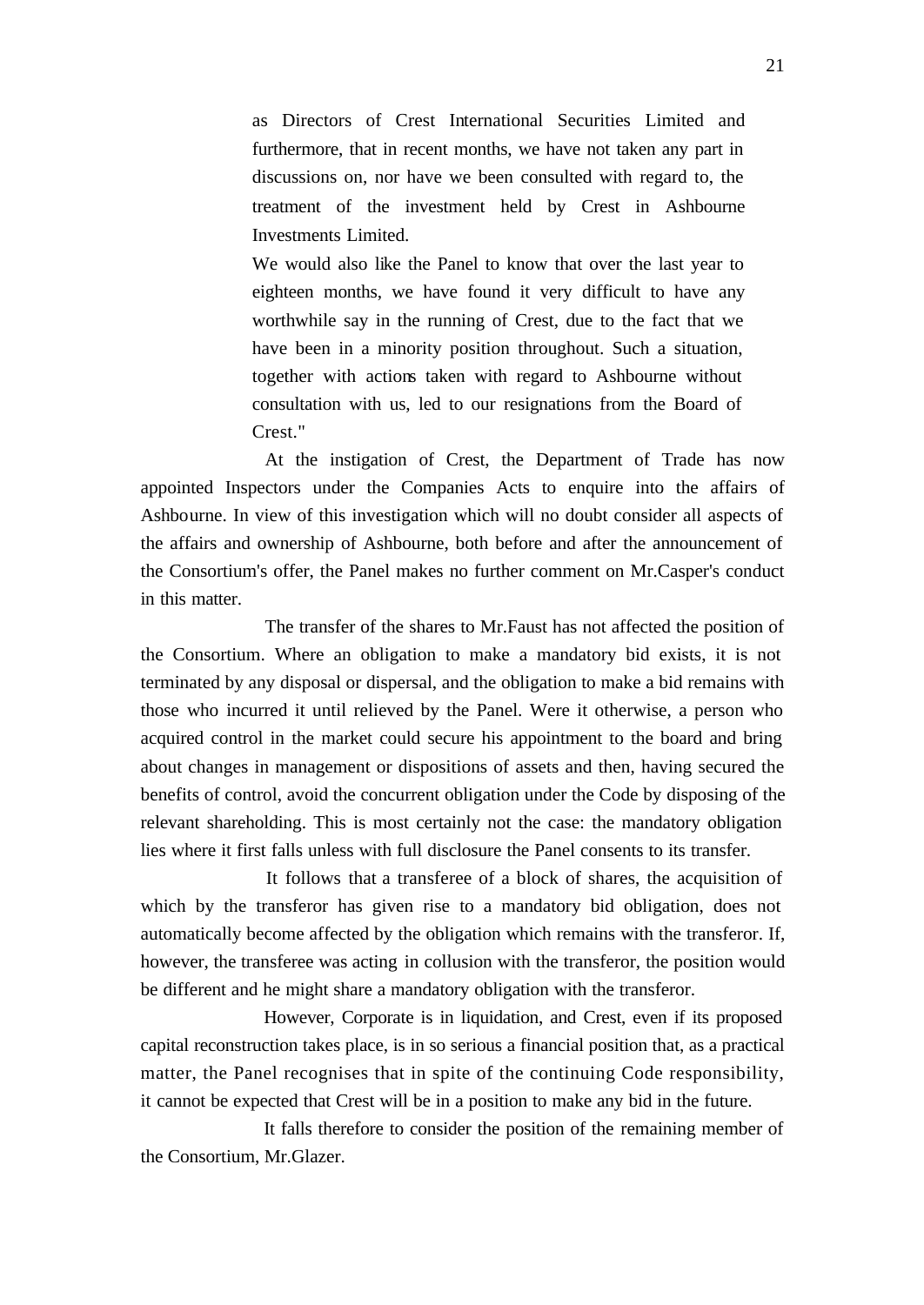> as Directors of Crest International Securities Limited and furthermore, that in recent months, we have not taken any part in discussions on, nor have we been consulted with regard to, the treatment of the investment held by Crest in Ashbourne Investments Limited.
>
> We would also like the Panel to know that over the last year to eighteen months, we have found it very difficult to have any worthwhile say in the running of Crest, due to the fact that we have been in a minority position throughout. Such a situation, together with actions taken with regard to Ashbourne without consultation with us, led to our resignations from the Board of Crest."

At the instigation of Crest, the Department of Trade has now appointed Inspectors under the Companies Acts to enquire into the affairs of Ashbourne. In view of this investigation which will no doubt consider all aspects of the affairs and ownership of Ashbourne, both before and after the announcement of the Consortium's offer, the Panel makes no further comment on Mr.Casper's conduct in this matter.

The transfer of the shares to Mr.Faust has not affected the position of the Consortium. Where an obligation to make a mandatory bid exists, it is not terminated by any disposal or dispersal, and the obligation to make a bid remains with those who incurred it until relieved by the Panel. Were it otherwise, a person who acquired control in the market could secure his appointment to the board and bring about changes in management or dispositions of assets and then, having secured the benefits of control, avoid the concurrent obligation under the Code by disposing of the relevant shareholding. This is most certainly not the case: the mandatory obligation lies where it first falls unless with full disclosure the Panel consents to its transfer.

It follows that a transferee of a block of shares, the acquisition of which by the transferor has given rise to a mandatory bid obligation, does not automatically become affected by the obligation which remains with the transferor. If, however, the transferee was acting in collusion with the transferor, the position would be different and he might share a mandatory obligation with the transferor.

However, Corporate is in liquidation, and Crest, even if its proposed capital reconstruction takes place, is in so serious a financial position that, as a practical matter, the Panel recognises that in spite of the continuing Code responsibility, it cannot be expected that Crest will be in a position to make any bid in the future.

It falls therefore to consider the position of the remaining member of the Consortium, Mr.Glazer.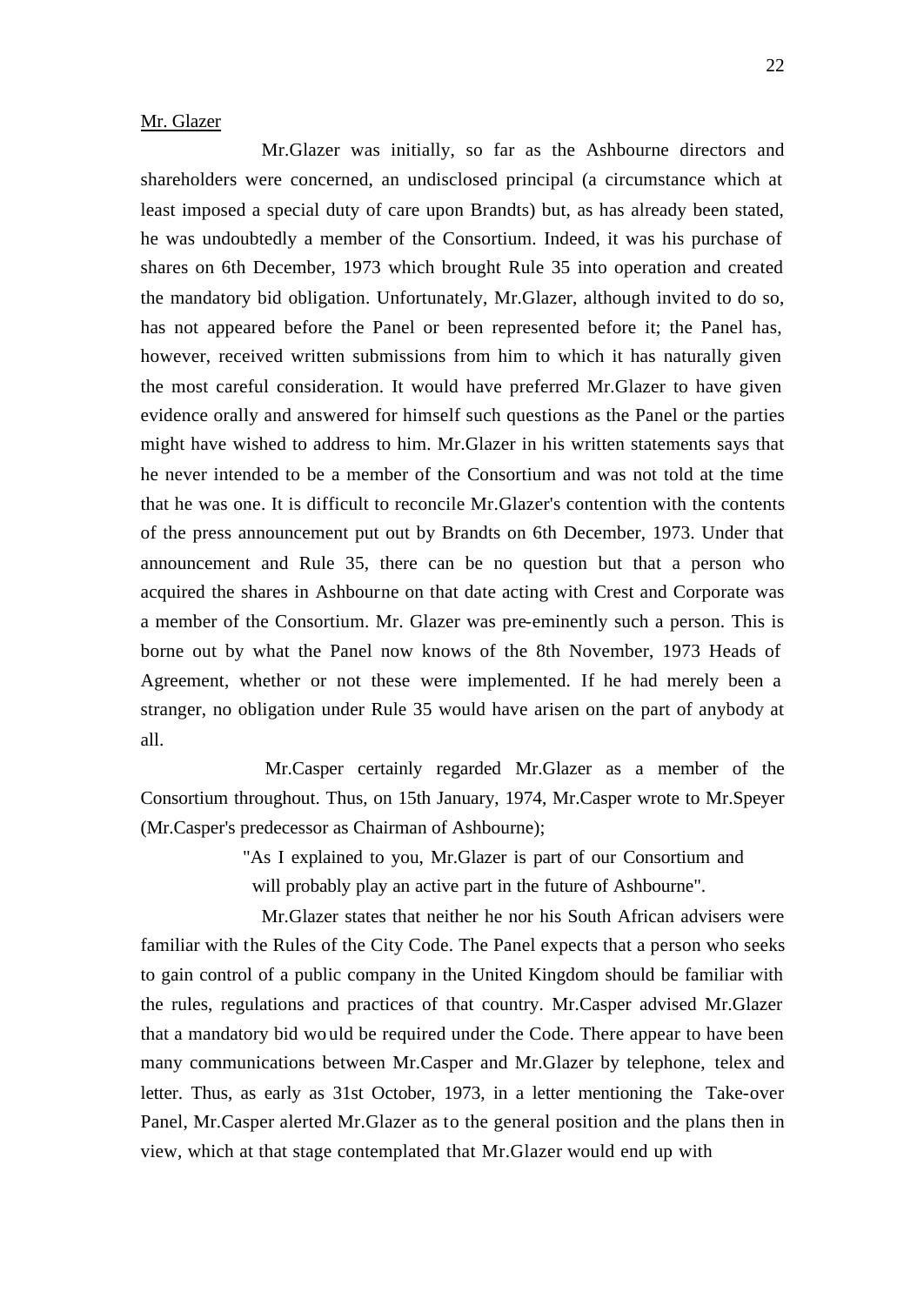Mr. Glazer

Mr.Glazer was initially, so far as the Ashbourne directors and shareholders were concerned, an undisclosed principal (a circumstance which at least imposed a special duty of care upon Brandts) but, as has already been stated, he was undoubtedly a member of the Consortium. Indeed, it was his purchase of shares on 6th December, 1973 which brought Rule 35 into operation and created the mandatory bid obligation. Unfortunately, Mr.Glazer, although invited to do so, has not appeared before the Panel or been represented before it; the Panel has, however, received written submissions from him to which it has naturally given the most careful consideration. It would have preferred Mr.Glazer to have given evidence orally and answered for himself such questions as the Panel or the parties might have wished to address to him. Mr.Glazer in his written statements says that he never intended to be a member of the Consortium and was not told at the time that he was one. It is difficult to reconcile Mr.Glazer's contention with the contents of the press announcement put out by Brandts on 6th December, 1973. Under that announcement and Rule 35, there can be no question but that a person who acquired the shares in Ashbourne on that date acting with Crest and Corporate was a member of the Consortium. Mr. Glazer was pre-eminently such a person. This is borne out by what the Panel now knows of the 8th November, 1973 Heads of Agreement, whether or not these were implemented. If he had merely been a stranger, no obligation under Rule 35 would have arisen on the part of anybody at all.

Mr.Casper certainly regarded Mr.Glazer as a member of the Consortium throughout. Thus, on 15th January, 1974, Mr.Casper wrote to Mr.Speyer (Mr.Casper's predecessor as Chairman of Ashbourne);

> "As I explained to you, Mr.Glazer is part of our Consortium and will probably play an active part in the future of Ashbourne".

Mr.Glazer states that neither he nor his South African advisers were familiar with the Rules of the City Code. The Panel expects that a person who seeks to gain control of a public company in the United Kingdom should be familiar with the rules, regulations and practices of that country. Mr.Casper advised Mr.Glazer that a mandatory bid would be required under the Code. There appear to have been many communications between Mr.Casper and Mr.Glazer by telephone, telex and letter. Thus, as early as 31st October, 1973, in a letter mentioning the Take-over Panel, Mr.Casper alerted Mr.Glazer as to the general position and the plans then in view, which at that stage contemplated that Mr.Glazer would end up with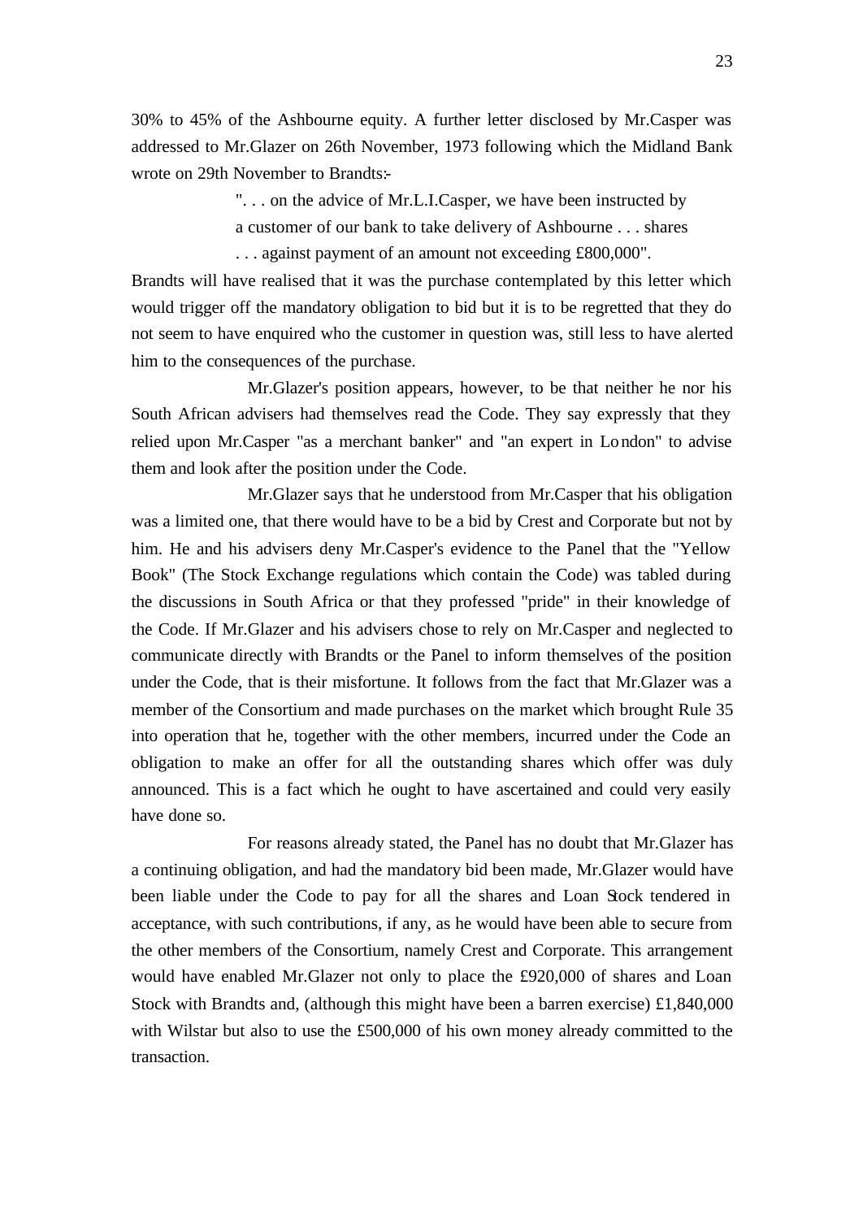30% to 45% of the Ashbourne equity. A further letter disclosed by Mr.Casper was addressed to Mr.Glazer on 26th November, 1973 following which the Midland Bank wrote on 29th November to Brandts:-

> ". . . on the advice of Mr.L.I.Casper, we have been instructed by a customer of our bank to take delivery of Ashbourne . . . shares . . . against payment of an amount not exceeding £800,000".

Brandts will have realised that it was the purchase contemplated by this letter which would trigger off the mandatory obligation to bid but it is to be regretted that they do not seem to have enquired who the customer in question was, still less to have alerted him to the consequences of the purchase.

Mr.Glazer's position appears, however, to be that neither he nor his South African advisers had themselves read the Code. They say expressly that they relied upon Mr.Casper "as a merchant banker" and "an expert in London" to advise them and look after the position under the Code.

Mr.Glazer says that he understood from Mr.Casper that his obligation was a limited one, that there would have to be a bid by Crest and Corporate but not by him. He and his advisers deny Mr.Casper's evidence to the Panel that the "Yellow Book" (The Stock Exchange regulations which contain the Code) was tabled during the discussions in South Africa or that they professed "pride" in their knowledge of the Code. If Mr.Glazer and his advisers chose to rely on Mr.Casper and neglected to communicate directly with Brandts or the Panel to inform themselves of the position under the Code, that is their misfortune. It follows from the fact that Mr.Glazer was a member of the Consortium and made purchases on the market which brought Rule 35 into operation that he, together with the other members, incurred under the Code an obligation to make an offer for all the outstanding shares which offer was duly announced. This is a fact which he ought to have ascertained and could very easily have done so.

For reasons already stated, the Panel has no doubt that Mr.Glazer has a continuing obligation, and had the mandatory bid been made, Mr.Glazer would have been liable under the Code to pay for all the shares and Loan Stock tendered in acceptance, with such contributions, if any, as he would have been able to secure from the other members of the Consortium, namely Crest and Corporate. This arrangement would have enabled Mr.Glazer not only to place the £920,000 of shares and Loan Stock with Brandts and, (although this might have been a barren exercise) £1,840,000 with Wilstar but also to use the £500,000 of his own money already committed to the transaction.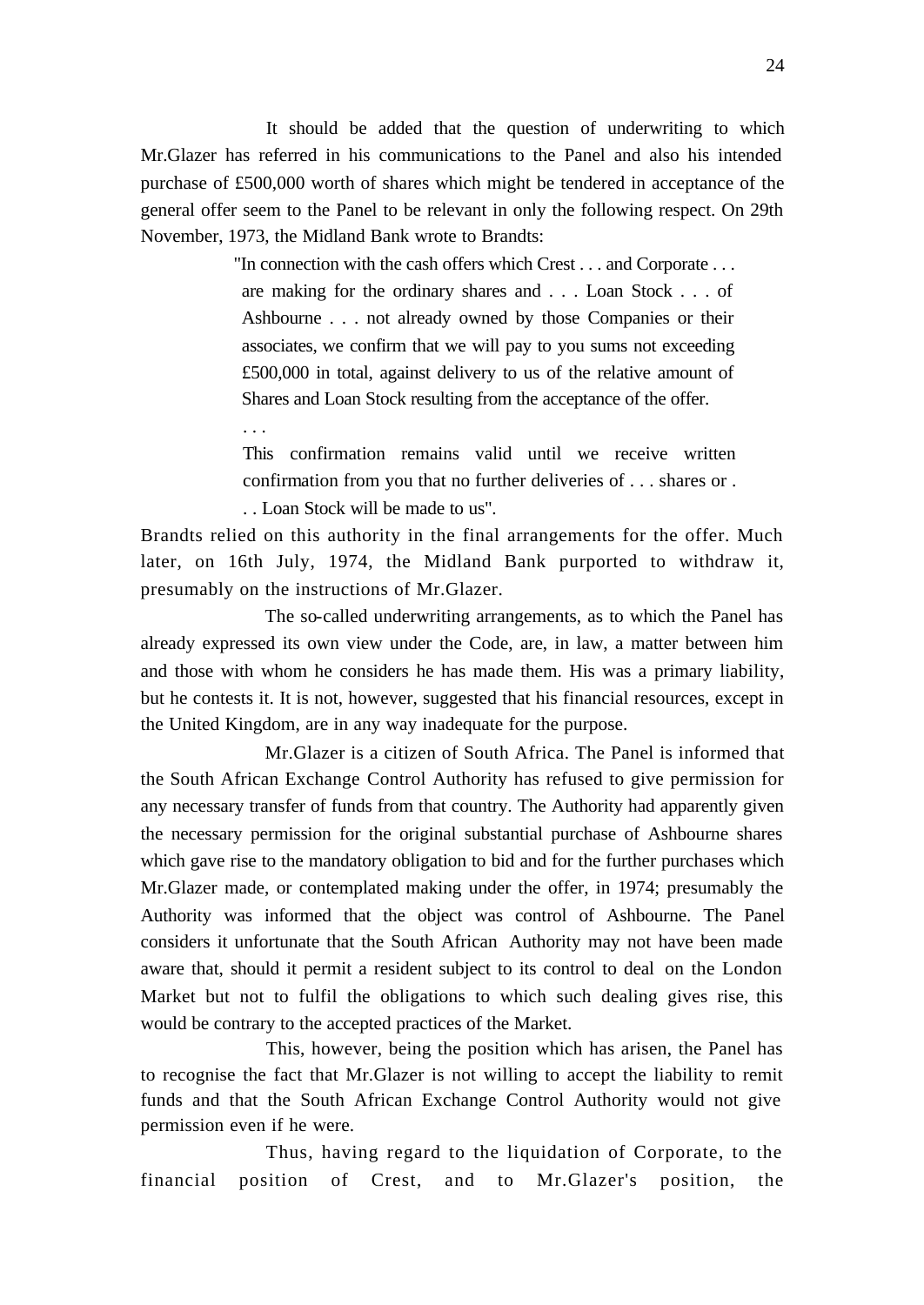It should be added that the question of underwriting to which Mr.Glazer has referred in his communications to the Panel and also his intended purchase of £500,000 worth of shares which might be tendered in acceptance of the general offer seem to the Panel to be relevant in only the following respect. On 29th November, 1973, the Midland Bank wrote to Brandts:

> "In connection with the cash offers which Crest . . . and Corporate . . . are making for the ordinary shares and . . . Loan Stock . . . of Ashbourne . . . not already owned by those Companies or their associates, we confirm that we will pay to you sums not exceeding £500,000 in total, against delivery to us of the relative amount of Shares and Loan Stock resulting from the acceptance of the offer.
>
> . . .
>
> This confirmation remains valid until we receive written confirmation from you that no further deliveries of . . . shares or . . . Loan Stock will be made to us".

Brandts relied on this authority in the final arrangements for the offer. Much later, on 16th July, 1974, the Midland Bank purported to withdraw it, presumably on the instructions of Mr.Glazer.

The so-called underwriting arrangements, as to which the Panel has already expressed its own view under the Code, are, in law, a matter between him and those with whom he considers he has made them. His was a primary liability, but he contests it. It is not, however, suggested that his financial resources, except in the United Kingdom, are in any way inadequate for the purpose.

Mr.Glazer is a citizen of South Africa. The Panel is informed that the South African Exchange Control Authority has refused to give permission for any necessary transfer of funds from that country. The Authority had apparently given the necessary permission for the original substantial purchase of Ashbourne shares which gave rise to the mandatory obligation to bid and for the further purchases which Mr.Glazer made, or contemplated making under the offer, in 1974; presumably the Authority was informed that the object was control of Ashbourne. The Panel considers it unfortunate that the South African Authority may not have been made aware that, should it permit a resident subject to its control to deal on the London Market but not to fulfil the obligations to which such dealing gives rise, this would be contrary to the accepted practices of the Market.

This, however, being the position which has arisen, the Panel has to recognise the fact that Mr.Glazer is not willing to accept the liability to remit funds and that the South African Exchange Control Authority would not give permission even if he were.

Thus, having regard to the liquidation of Corporate, to the financial position of Crest, and to Mr.Glazer's position, the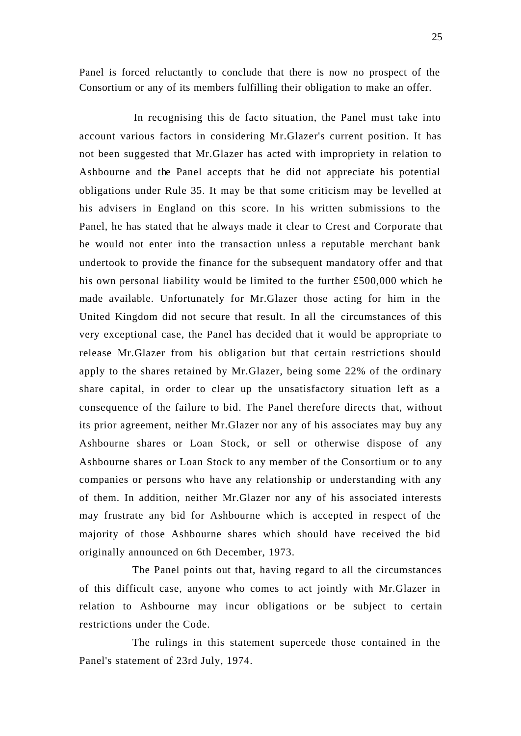Panel is forced reluctantly to conclude that there is now no prospect of the Consortium or any of its members fulfilling their obligation to make an offer.

In recognising this de facto situation, the Panel must take into account various factors in considering Mr.Glazer's current position. It has not been suggested that Mr.Glazer has acted with impropriety in relation to Ashbourne and the Panel accepts that he did not appreciate his potential obligations under Rule 35. It may be that some criticism may be levelled at his advisers in England on this score. In his written submissions to the Panel, he has stated that he always made it clear to Crest and Corporate that he would not enter into the transaction unless a reputable merchant bank undertook to provide the finance for the subsequent mandatory offer and that his own personal liability would be limited to the further £500,000 which he made available. Unfortunately for Mr.Glazer those acting for him in the United Kingdom did not secure that result. In all the circumstances of this very exceptional case, the Panel has decided that it would be appropriate to release Mr.Glazer from his obligation but that certain restrictions should apply to the shares retained by Mr.Glazer, being some 22% of the ordinary share capital, in order to clear up the unsatisfactory situation left as a consequence of the failure to bid. The Panel therefore directs that, without its prior agreement, neither Mr.Glazer nor any of his associates may buy any Ashbourne shares or Loan Stock, or sell or otherwise dispose of any Ashbourne shares or Loan Stock to any member of the Consortium or to any companies or persons who have any relationship or understanding with any of them. In addition, neither Mr.Glazer nor any of his associated interests may frustrate any bid for Ashbourne which is accepted in respect of the majority of those Ashbourne shares which should have received the bid originally announced on 6th December, 1973.

The Panel points out that, having regard to all the circumstances of this difficult case, anyone who comes to act jointly with Mr.Glazer in relation to Ashbourne may incur obligations or be subject to certain restrictions under the Code.

The rulings in this statement supercede those contained in the Panel's statement of 23rd July, 1974.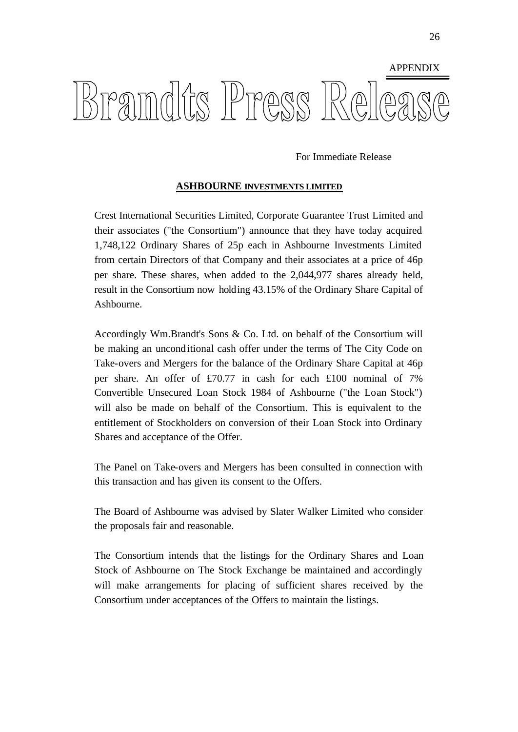APPENDIX

# Brandts Press Release

For Immediate Release

**ASHBOURNE INVESTMENTS LIMITED**

Crest International Securities Limited, Corporate Guarantee Trust Limited and their associates ("the Consortium") announce that they have today acquired 1,748,122 Ordinary Shares of 25p each in Ashbourne Investments Limited from certain Directors of that Company and their associates at a price of 46p per share. These shares, when added to the 2,044,977 shares already held, result in the Consortium now holding 43.15% of the Ordinary Share Capital of Ashbourne.

Accordingly Wm.Brandt's Sons & Co. Ltd. on behalf of the Consortium will be making an unconditional cash offer under the terms of The City Code on Take-overs and Mergers for the balance of the Ordinary Share Capital at 46p per share. An offer of £70.77 in cash for each £100 nominal of 7% Convertible Unsecured Loan Stock 1984 of Ashbourne ("the Loan Stock") will also be made on behalf of the Consortium. This is equivalent to the entitlement of Stockholders on conversion of their Loan Stock into Ordinary Shares and acceptance of the Offer.

The Panel on Take-overs and Mergers has been consulted in connection with this transaction and has given its consent to the Offers.

The Board of Ashbourne was advised by Slater Walker Limited who consider the proposals fair and reasonable.

The Consortium intends that the listings for the Ordinary Shares and Loan Stock of Ashbourne on The Stock Exchange be maintained and accordingly will make arrangements for placing of sufficient shares received by the Consortium under acceptances of the Offers to maintain the listings.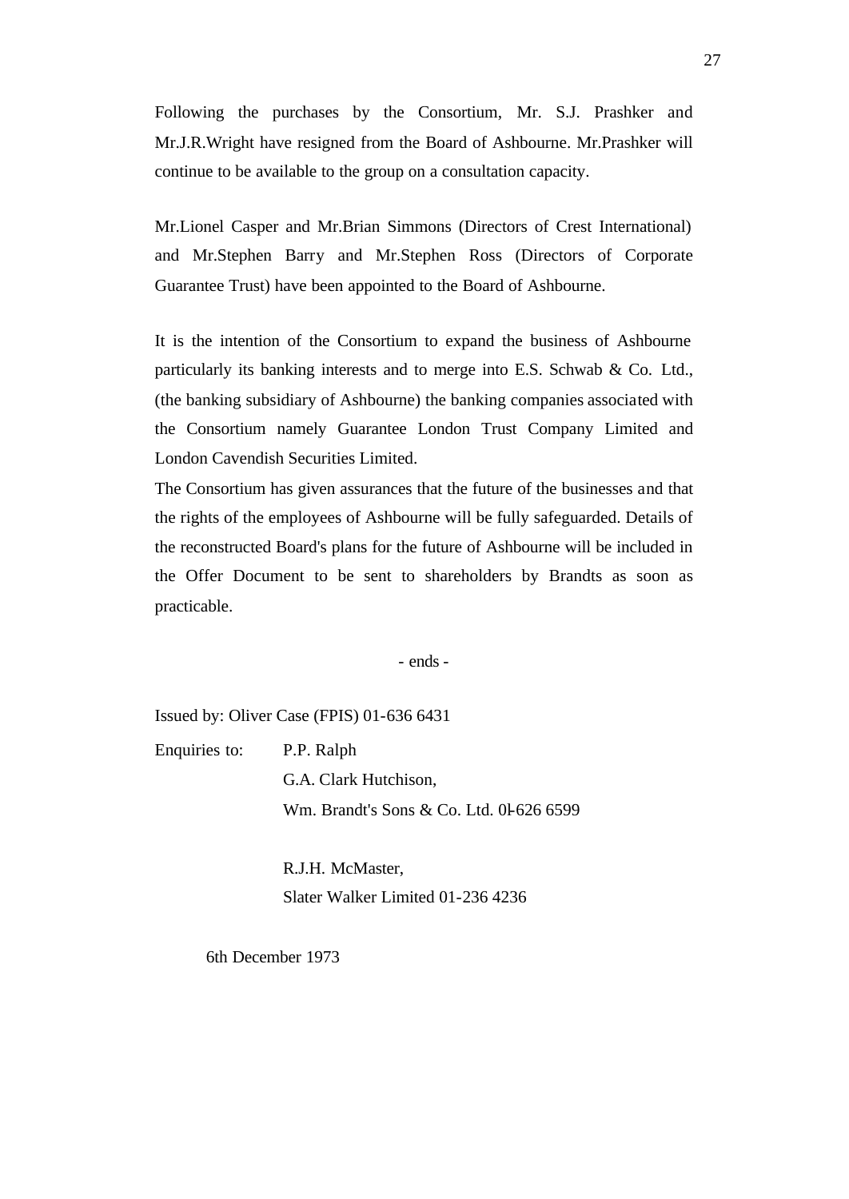Following the purchases by the Consortium, Mr. S.J. Prashker and Mr.J.R.Wright have resigned from the Board of Ashbourne. Mr.Prashker will continue to be available to the group on a consultation capacity.

Mr.Lionel Casper and Mr.Brian Simmons (Directors of Crest International) and Mr.Stephen Barry and Mr.Stephen Ross (Directors of Corporate Guarantee Trust) have been appointed to the Board of Ashbourne.

It is the intention of the Consortium to expand the business of Ashbourne particularly its banking interests and to merge into E.S. Schwab & Co. Ltd., (the banking subsidiary of Ashbourne) the banking companies associated with the Consortium namely Guarantee London Trust Company Limited and London Cavendish Securities Limited.

The Consortium has given assurances that the future of the businesses and that the rights of the employees of Ashbourne will be fully safeguarded. Details of the reconstructed Board's plans for the future of Ashbourne will be included in the Offer Document to be sent to shareholders by Brandts as soon as practicable.

- ends -

Issued by: Oliver Case (FPIS) 01-636 6431

Enquiries to: P.P. Ralph
G.A. Clark Hutchison,
Wm. Brandt's Sons & Co. Ltd. 01-626 6599

R.J.H. McMaster,
Slater Walker Limited 01-236 4236

6th December 1973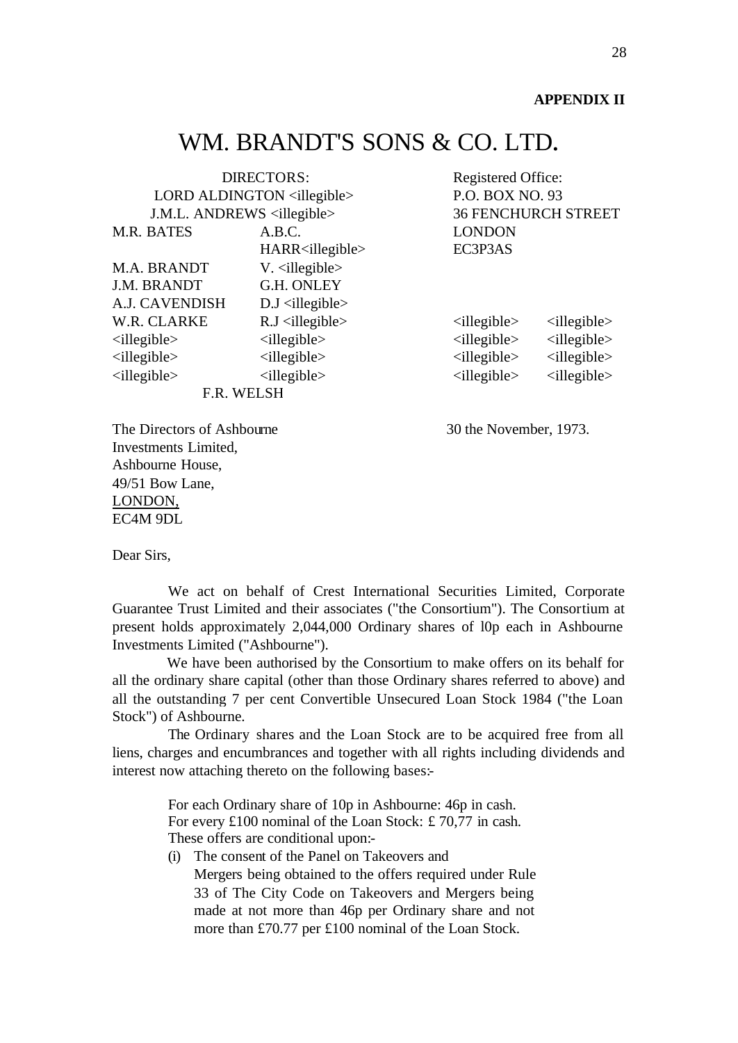**APPENDIX II**

# WM. BRANDT'S SONS & CO. LTD.

DIRECTORS:
LORD ALDINGTON <illegible>
J.M.L. ANDREWS <illegible>

| | |
|---|---|
| M.R. BATES | A.B.C. HARR<illegible> |
| M.A. BRANDT | V. <illegible> |
| J.M. BRANDT | G.H. ONLEY |
| A.J. CAVENDISH | D.J <illegible> |
| W.R. CLARKE | R.J <illegible> |
| <illegible> | <illegible> |
| <illegible> | <illegible> |
| <illegible> | <illegible> |

F.R. WELSH

Registered Office:
P.O. BOX NO. 93
36 FENCHURCH STREET
LONDON
EC3P3AS

| | |
|---|---|
| <illegible> | <illegible> |
| <illegible> | <illegible> |
| <illegible> | <illegible> |
| <illegible> | <illegible> |

The Directors of Ashbourne
Investments Limited,
Ashbourne House,
49/51 Bow Lane,
LONDON,
EC4M 9DL

30 the November, 1973.

Dear Sirs,

We act on behalf of Crest International Securities Limited, Corporate Guarantee Trust Limited and their associates ("the Consortium"). The Consortium at present holds approximately 2,044,000 Ordinary shares of l0p each in Ashbourne Investments Limited ("Ashbourne").

We have been authorised by the Consortium to make offers on its behalf for all the ordinary share capital (other than those Ordinary shares referred to above) and all the outstanding 7 per cent Convertible Unsecured Loan Stock 1984 ("the Loan Stock") of Ashbourne.

The Ordinary shares and the Loan Stock are to be acquired free from all liens, charges and encumbrances and together with all rights including dividends and interest now attaching thereto on the following bases:-

For each Ordinary share of 10p in Ashbourne: 46p in cash.
For every £100 nominal of the Loan Stock: £ 70,77 in cash.
These offers are conditional upon:-

(i) The consent of the Panel on Takeovers and Mergers being obtained to the offers required under Rule 33 of The City Code on Takeovers and Mergers being made at not more than 46p per Ordinary share and not more than £70.77 per £100 nominal of the Loan Stock.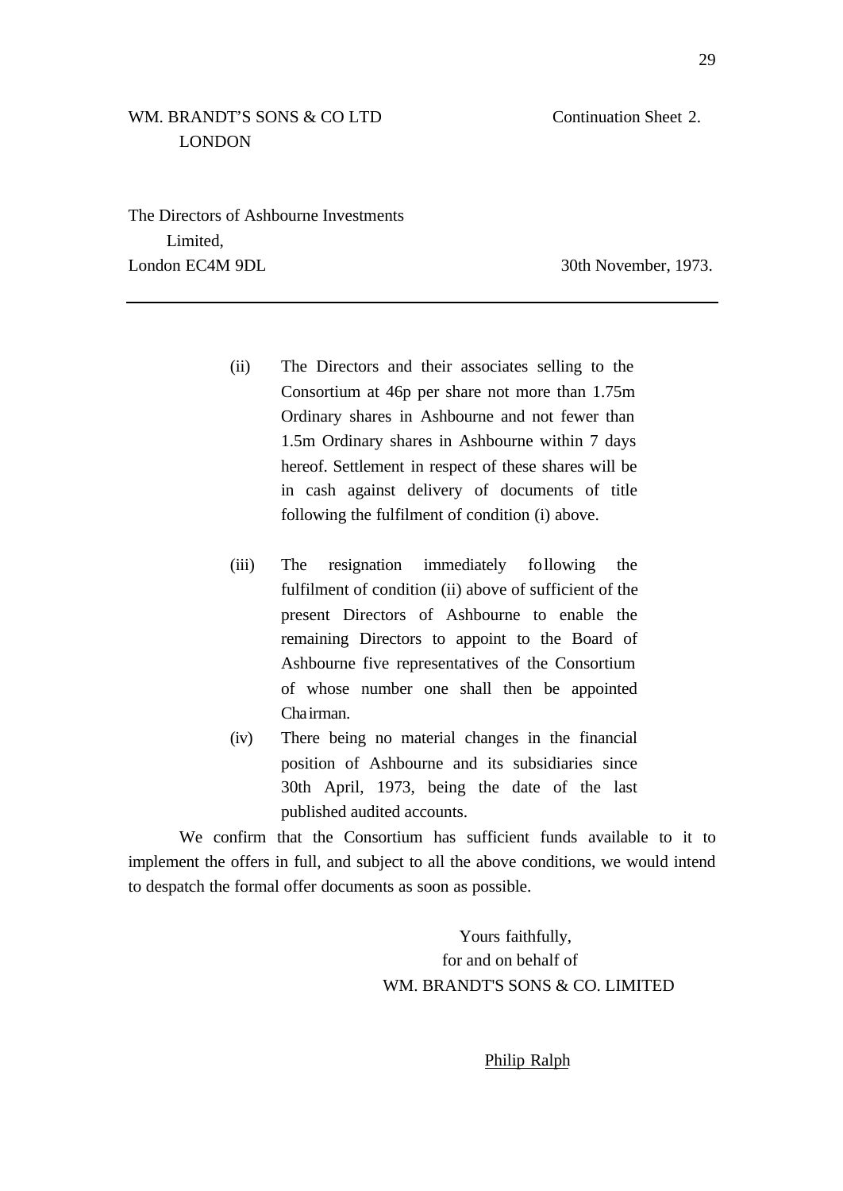WM. BRANDT'S SONS & CO LTD
LONDON

Continuation Sheet 2.

The Directors of Ashbourne Investments Limited,
London EC4M 9DL

30th November, 1973.

---

(ii) The Directors and their associates selling to the Consortium at 46p per share not more than 1.75m Ordinary shares in Ashbourne and not fewer than 1.5m Ordinary shares in Ashbourne within 7 days hereof. Settlement in respect of these shares will be in cash against delivery of documents of title following the fulfilment of condition (i) above.

(iii) The resignation immediately following the fulfilment of condition (ii) above of sufficient of the present Directors of Ashbourne to enable the remaining Directors to appoint to the Board of Ashbourne five representatives of the Consortium of whose number one shall then be appointed Chairman.

(iv) There being no material changes in the financial position of Ashbourne and its subsidiaries since 30th April, 1973, being the date of the last published audited accounts.

We confirm that the Consortium has sufficient funds available to it to implement the offers in full, and subject to all the above conditions, we would intend to despatch the formal offer documents as soon as possible.

Yours faithfully,
for and on behalf of
WM. BRANDT'S SONS & CO. LIMITED

Philip Ralph